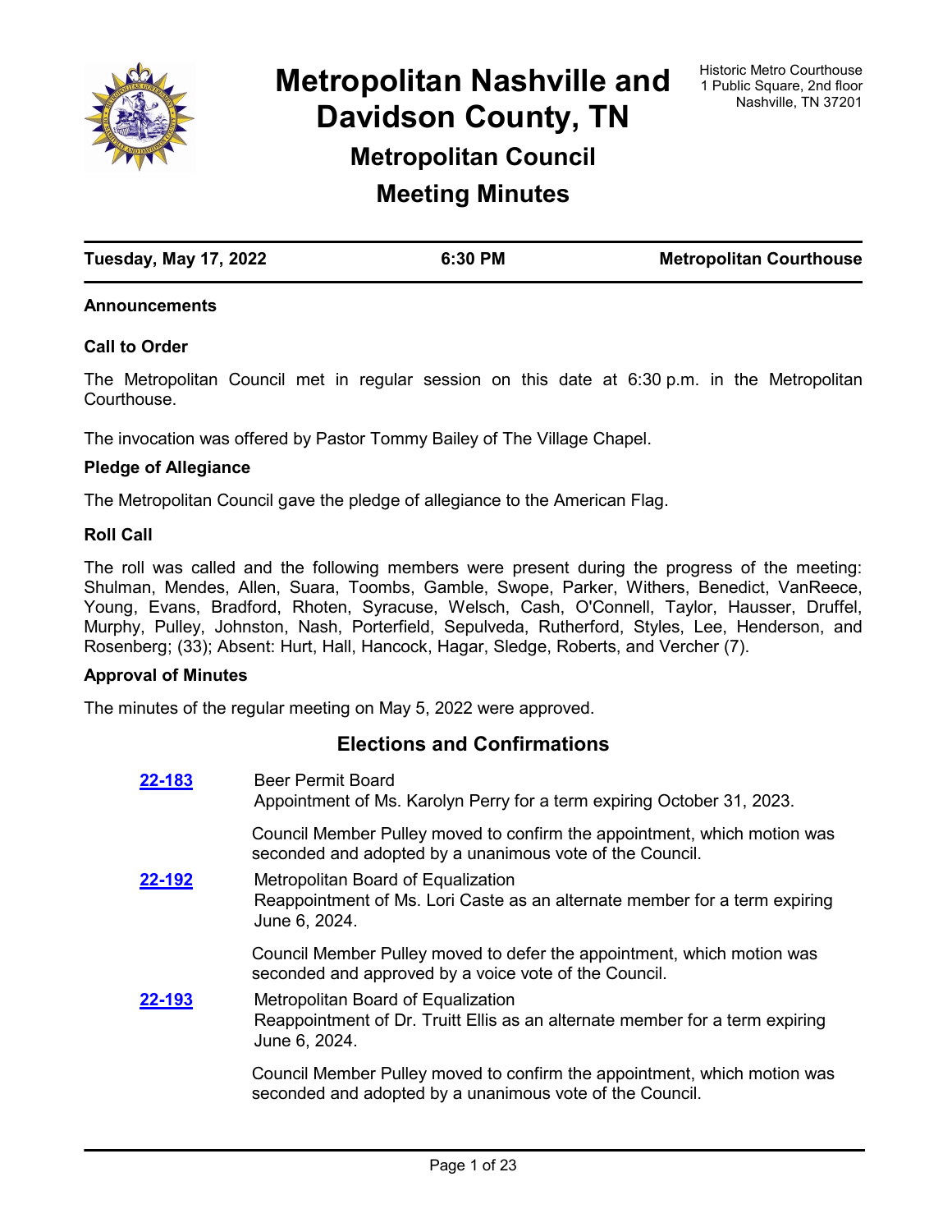# Metropolitan Nashville and Davidson County, TN

Historic Metro Courthouse
1 Public Square, 2nd floor
Nashville, TN 37201

## Metropolitan Council

## Meeting Minutes

| Tuesday, May 17, 2022 | 6:30 PM | Metropolitan Courthouse |
|---|---|---|

### Announcements

### Call to Order

The Metropolitan Council met in regular session on this date at 6:30 p.m. in the Metropolitan Courthouse.

The invocation was offered by Pastor Tommy Bailey of The Village Chapel.

### Pledge of Allegiance

The Metropolitan Council gave the pledge of allegiance to the American Flag.

### Roll Call

The roll was called and the following members were present during the progress of the meeting: Shulman, Mendes, Allen, Suara, Toombs, Gamble, Swope, Parker, Withers, Benedict, VanReece, Young, Evans, Bradford, Rhoten, Syracuse, Welsch, Cash, O'Connell, Taylor, Hausser, Druffel, Murphy, Pulley, Johnston, Nash, Porterfield, Sepulveda, Rutherford, Styles, Lee, Henderson, and Rosenberg; (33); Absent: Hurt, Hall, Hancock, Hagar, Sledge, Roberts, and Vercher (7).

### Approval of Minutes

The minutes of the regular meeting on May 5, 2022 were approved.

## Elections and Confirmations

**22-183** Beer Permit Board
Appointment of Ms. Karolyn Perry for a term expiring October 31, 2023.

Council Member Pulley moved to confirm the appointment, which motion was seconded and adopted by a unanimous vote of the Council.

**22-192** Metropolitan Board of Equalization
Reappointment of Ms. Lori Caste as an alternate member for a term expiring June 6, 2024.

Council Member Pulley moved to defer the appointment, which motion was seconded and approved by a voice vote of the Council.

**22-193** Metropolitan Board of Equalization
Reappointment of Dr. Truitt Ellis as an alternate member for a term expiring June 6, 2024.

Council Member Pulley moved to confirm the appointment, which motion was seconded and adopted by a unanimous vote of the Council.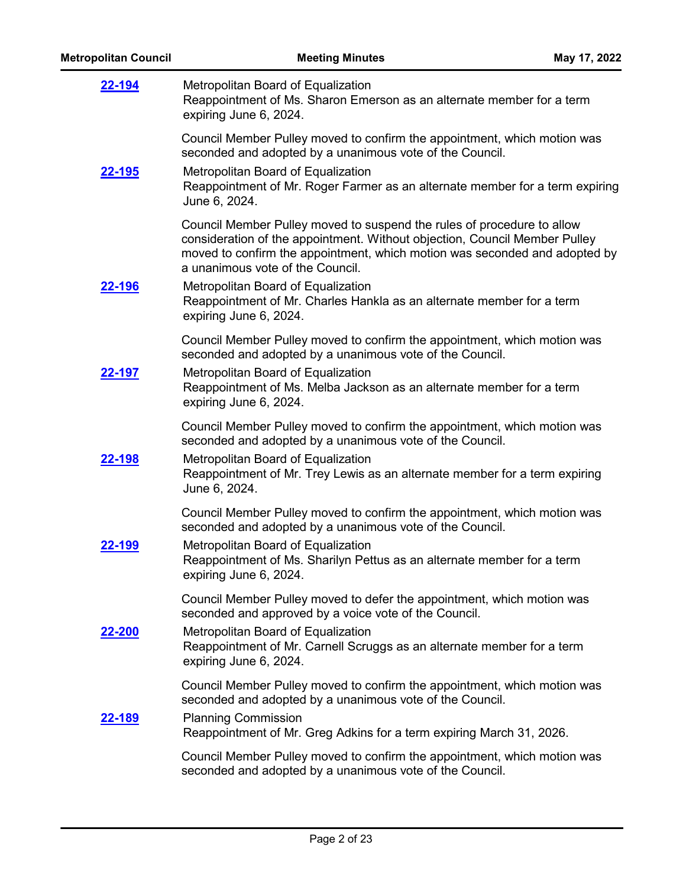**22-194** Metropolitan Board of Equalization
Reappointment of Ms. Sharon Emerson as an alternate member for a term expiring June 6, 2024.

Council Member Pulley moved to confirm the appointment, which motion was seconded and adopted by a unanimous vote of the Council.

**22-195** Metropolitan Board of Equalization
Reappointment of Mr. Roger Farmer as an alternate member for a term expiring June 6, 2024.

Council Member Pulley moved to suspend the rules of procedure to allow consideration of the appointment. Without objection, Council Member Pulley moved to confirm the appointment, which motion was seconded and adopted by a unanimous vote of the Council.

**22-196** Metropolitan Board of Equalization
Reappointment of Mr. Charles Hankla as an alternate member for a term expiring June 6, 2024.

Council Member Pulley moved to confirm the appointment, which motion was seconded and adopted by a unanimous vote of the Council.

**22-197** Metropolitan Board of Equalization
Reappointment of Ms. Melba Jackson as an alternate member for a term expiring June 6, 2024.

Council Member Pulley moved to confirm the appointment, which motion was seconded and adopted by a unanimous vote of the Council.

**22-198** Metropolitan Board of Equalization
Reappointment of Mr. Trey Lewis as an alternate member for a term expiring June 6, 2024.

Council Member Pulley moved to confirm the appointment, which motion was seconded and adopted by a unanimous vote of the Council.

**22-199** Metropolitan Board of Equalization
Reappointment of Ms. Sharilyn Pettus as an alternate member for a term expiring June 6, 2024.

Council Member Pulley moved to defer the appointment, which motion was seconded and approved by a voice vote of the Council.

**22-200** Metropolitan Board of Equalization
Reappointment of Mr. Carnell Scruggs as an alternate member for a term expiring June 6, 2024.

Council Member Pulley moved to confirm the appointment, which motion was seconded and adopted by a unanimous vote of the Council.

**22-189** Planning Commission
Reappointment of Mr. Greg Adkins for a term expiring March 31, 2026.

Council Member Pulley moved to confirm the appointment, which motion was seconded and adopted by a unanimous vote of the Council.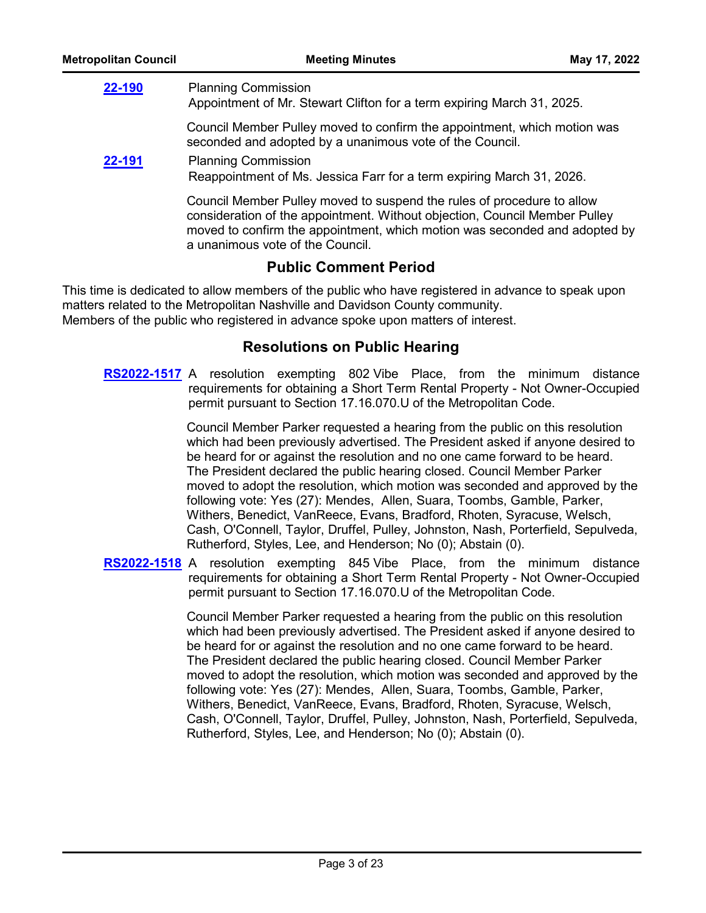**22-190** Planning Commission
Appointment of Mr. Stewart Clifton for a term expiring March 31, 2025.

Council Member Pulley moved to confirm the appointment, which motion was seconded and adopted by a unanimous vote of the Council.

**22-191** Planning Commission
Reappointment of Ms. Jessica Farr for a term expiring March 31, 2026.

Council Member Pulley moved to suspend the rules of procedure to allow consideration of the appointment. Without objection, Council Member Pulley moved to confirm the appointment, which motion was seconded and adopted by a unanimous vote of the Council.

## Public Comment Period

This time is dedicated to allow members of the public who have registered in advance to speak upon matters related to the Metropolitan Nashville and Davidson County community.
Members of the public who registered in advance spoke upon matters of interest.

## Resolutions on Public Hearing

**RS2022-1517** A resolution exempting 802 Vibe Place, from the minimum distance requirements for obtaining a Short Term Rental Property - Not Owner-Occupied permit pursuant to Section 17.16.070.U of the Metropolitan Code.

Council Member Parker requested a hearing from the public on this resolution which had been previously advertised. The President asked if anyone desired to be heard for or against the resolution and no one came forward to be heard. The President declared the public hearing closed. Council Member Parker moved to adopt the resolution, which motion was seconded and approved by the following vote: Yes (27): Mendes, Allen, Suara, Toombs, Gamble, Parker, Withers, Benedict, VanReece, Evans, Bradford, Rhoten, Syracuse, Welsch, Cash, O'Connell, Taylor, Druffel, Pulley, Johnston, Nash, Porterfield, Sepulveda, Rutherford, Styles, Lee, and Henderson; No (0); Abstain (0).

**RS2022-1518** A resolution exempting 845 Vibe Place, from the minimum distance requirements for obtaining a Short Term Rental Property - Not Owner-Occupied permit pursuant to Section 17.16.070.U of the Metropolitan Code.

Council Member Parker requested a hearing from the public on this resolution which had been previously advertised. The President asked if anyone desired to be heard for or against the resolution and no one came forward to be heard. The President declared the public hearing closed. Council Member Parker moved to adopt the resolution, which motion was seconded and approved by the following vote: Yes (27): Mendes, Allen, Suara, Toombs, Gamble, Parker, Withers, Benedict, VanReece, Evans, Bradford, Rhoten, Syracuse, Welsch, Cash, O'Connell, Taylor, Druffel, Pulley, Johnston, Nash, Porterfield, Sepulveda, Rutherford, Styles, Lee, and Henderson; No (0); Abstain (0).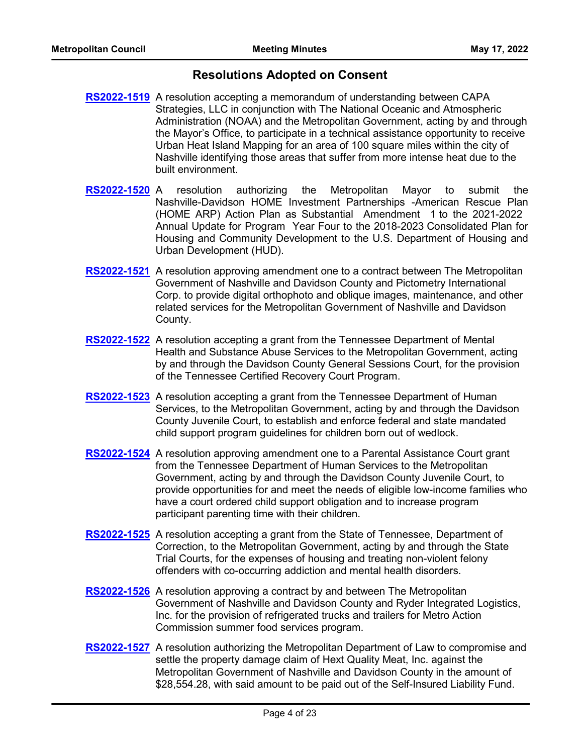## Resolutions Adopted on Consent

**RS2022-1519** A resolution accepting a memorandum of understanding between CAPA Strategies, LLC in conjunction with The National Oceanic and Atmospheric Administration (NOAA) and the Metropolitan Government, acting by and through the Mayor's Office, to participate in a technical assistance opportunity to receive Urban Heat Island Mapping for an area of 100 square miles within the city of Nashville identifying those areas that suffer from more intense heat due to the built environment.

**RS2022-1520** A resolution authorizing the Metropolitan Mayor to submit the Nashville-Davidson HOME Investment Partnerships -American Rescue Plan (HOME ARP) Action Plan as Substantial Amendment 1 to the 2021-2022 Annual Update for Program Year Four to the 2018-2023 Consolidated Plan for Housing and Community Development to the U.S. Department of Housing and Urban Development (HUD).

**RS2022-1521** A resolution approving amendment one to a contract between The Metropolitan Government of Nashville and Davidson County and Pictometry International Corp. to provide digital orthophoto and oblique images, maintenance, and other related services for the Metropolitan Government of Nashville and Davidson County.

**RS2022-1522** A resolution accepting a grant from the Tennessee Department of Mental Health and Substance Abuse Services to the Metropolitan Government, acting by and through the Davidson County General Sessions Court, for the provision of the Tennessee Certified Recovery Court Program.

**RS2022-1523** A resolution accepting a grant from the Tennessee Department of Human Services, to the Metropolitan Government, acting by and through the Davidson County Juvenile Court, to establish and enforce federal and state mandated child support program guidelines for children born out of wedlock.

**RS2022-1524** A resolution approving amendment one to a Parental Assistance Court grant from the Tennessee Department of Human Services to the Metropolitan Government, acting by and through the Davidson County Juvenile Court, to provide opportunities for and meet the needs of eligible low-income families who have a court ordered child support obligation and to increase program participant parenting time with their children.

**RS2022-1525** A resolution accepting a grant from the State of Tennessee, Department of Correction, to the Metropolitan Government, acting by and through the State Trial Courts, for the expenses of housing and treating non-violent felony offenders with co-occurring addiction and mental health disorders.

**RS2022-1526** A resolution approving a contract by and between The Metropolitan Government of Nashville and Davidson County and Ryder Integrated Logistics, Inc. for the provision of refrigerated trucks and trailers for Metro Action Commission summer food services program.

**RS2022-1527** A resolution authorizing the Metropolitan Department of Law to compromise and settle the property damage claim of Hext Quality Meat, Inc. against the Metropolitan Government of Nashville and Davidson County in the amount of $28,554.28, with said amount to be paid out of the Self-Insured Liability Fund.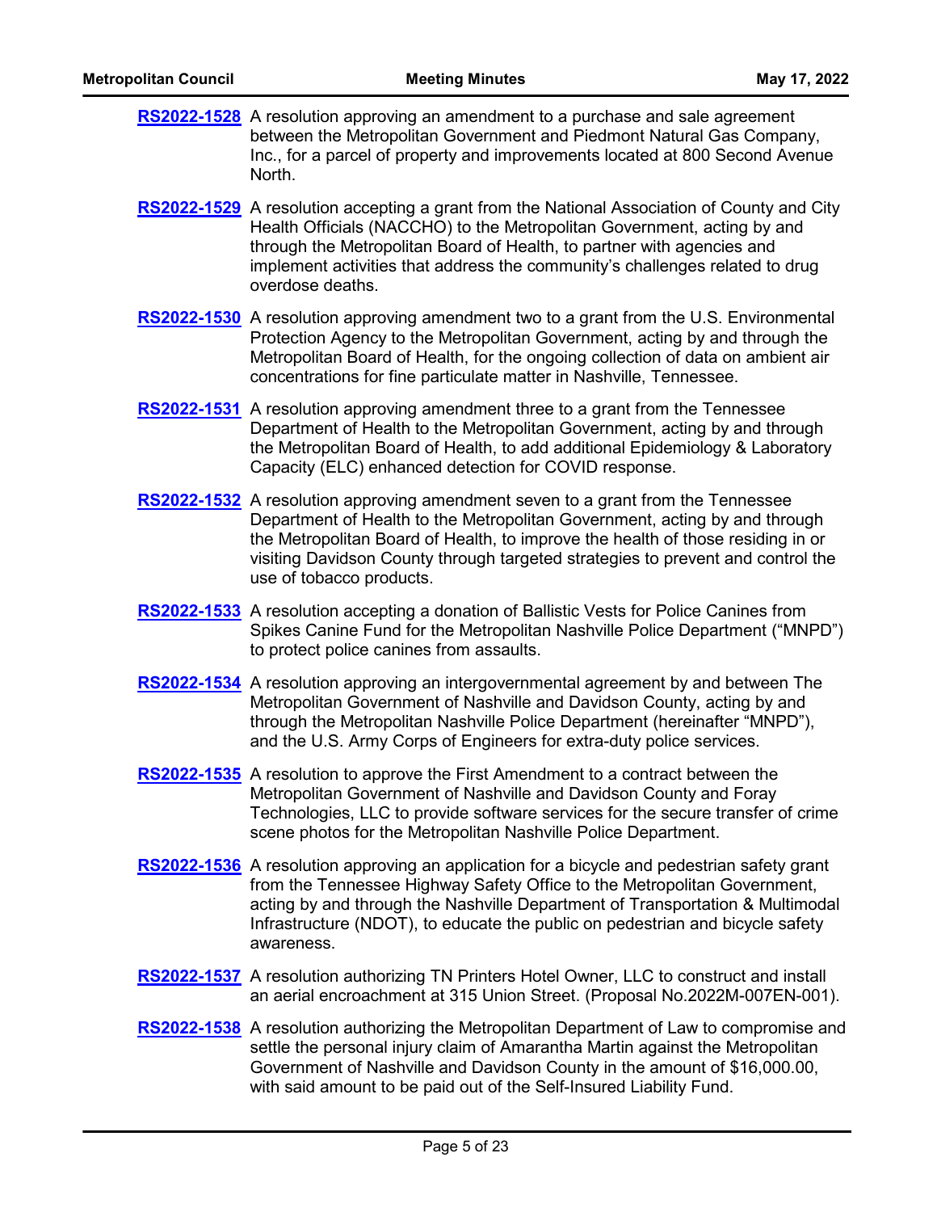**RS2022-1528** A resolution approving an amendment to a purchase and sale agreement between the Metropolitan Government and Piedmont Natural Gas Company, Inc., for a parcel of property and improvements located at 800 Second Avenue North.

**RS2022-1529** A resolution accepting a grant from the National Association of County and City Health Officials (NACCHO) to the Metropolitan Government, acting by and through the Metropolitan Board of Health, to partner with agencies and implement activities that address the community's challenges related to drug overdose deaths.

**RS2022-1530** A resolution approving amendment two to a grant from the U.S. Environmental Protection Agency to the Metropolitan Government, acting by and through the Metropolitan Board of Health, for the ongoing collection of data on ambient air concentrations for fine particulate matter in Nashville, Tennessee.

**RS2022-1531** A resolution approving amendment three to a grant from the Tennessee Department of Health to the Metropolitan Government, acting by and through the Metropolitan Board of Health, to add additional Epidemiology & Laboratory Capacity (ELC) enhanced detection for COVID response.

**RS2022-1532** A resolution approving amendment seven to a grant from the Tennessee Department of Health to the Metropolitan Government, acting by and through the Metropolitan Board of Health, to improve the health of those residing in or visiting Davidson County through targeted strategies to prevent and control the use of tobacco products.

**RS2022-1533** A resolution accepting a donation of Ballistic Vests for Police Canines from Spikes Canine Fund for the Metropolitan Nashville Police Department ("MNPD") to protect police canines from assaults.

**RS2022-1534** A resolution approving an intergovernmental agreement by and between The Metropolitan Government of Nashville and Davidson County, acting by and through the Metropolitan Nashville Police Department (hereinafter "MNPD"), and the U.S. Army Corps of Engineers for extra-duty police services.

**RS2022-1535** A resolution to approve the First Amendment to a contract between the Metropolitan Government of Nashville and Davidson County and Foray Technologies, LLC to provide software services for the secure transfer of crime scene photos for the Metropolitan Nashville Police Department.

**RS2022-1536** A resolution approving an application for a bicycle and pedestrian safety grant from the Tennessee Highway Safety Office to the Metropolitan Government, acting by and through the Nashville Department of Transportation & Multimodal Infrastructure (NDOT), to educate the public on pedestrian and bicycle safety awareness.

**RS2022-1537** A resolution authorizing TN Printers Hotel Owner, LLC to construct and install an aerial encroachment at 315 Union Street. (Proposal No.2022M-007EN-001).

**RS2022-1538** A resolution authorizing the Metropolitan Department of Law to compromise and settle the personal injury claim of Amarantha Martin against the Metropolitan Government of Nashville and Davidson County in the amount of $16,000.00, with said amount to be paid out of the Self-Insured Liability Fund.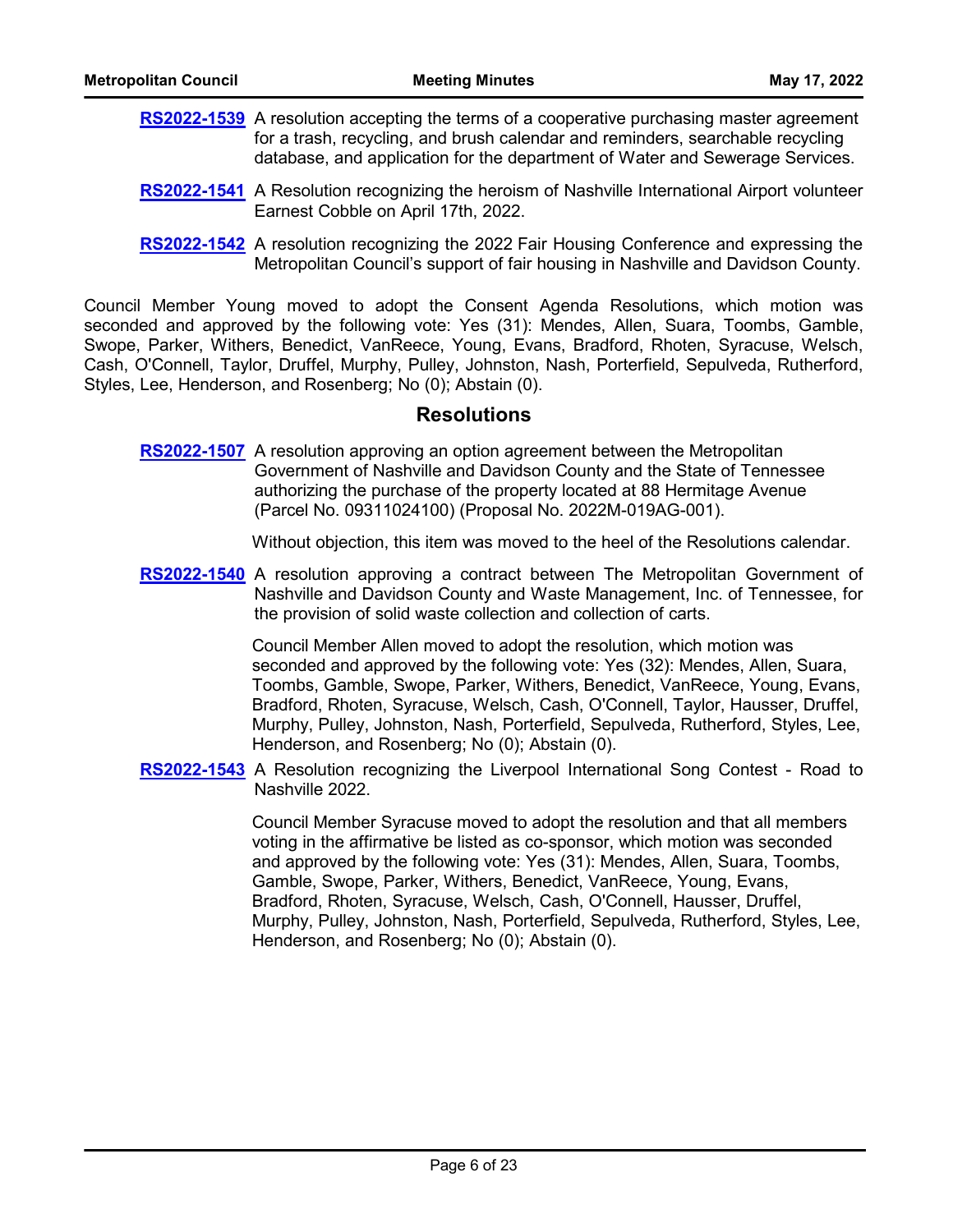**RS2022-1539** A resolution accepting the terms of a cooperative purchasing master agreement for a trash, recycling, and brush calendar and reminders, searchable recycling database, and application for the department of Water and Sewerage Services.

**RS2022-1541** A Resolution recognizing the heroism of Nashville International Airport volunteer Earnest Cobble on April 17th, 2022.

**RS2022-1542** A resolution recognizing the 2022 Fair Housing Conference and expressing the Metropolitan Council's support of fair housing in Nashville and Davidson County.

Council Member Young moved to adopt the Consent Agenda Resolutions, which motion was seconded and approved by the following vote: Yes (31): Mendes, Allen, Suara, Toombs, Gamble, Swope, Parker, Withers, Benedict, VanReece, Young, Evans, Bradford, Rhoten, Syracuse, Welsch, Cash, O'Connell, Taylor, Druffel, Murphy, Pulley, Johnston, Nash, Porterfield, Sepulveda, Rutherford, Styles, Lee, Henderson, and Rosenberg; No (0); Abstain (0).

## Resolutions

**RS2022-1507** A resolution approving an option agreement between the Metropolitan Government of Nashville and Davidson County and the State of Tennessee authorizing the purchase of the property located at 88 Hermitage Avenue (Parcel No. 09311024100) (Proposal No. 2022M-019AG-001).

Without objection, this item was moved to the heel of the Resolutions calendar.

**RS2022-1540** A resolution approving a contract between The Metropolitan Government of Nashville and Davidson County and Waste Management, Inc. of Tennessee, for the provision of solid waste collection and collection of carts.

Council Member Allen moved to adopt the resolution, which motion was seconded and approved by the following vote: Yes (32): Mendes, Allen, Suara, Toombs, Gamble, Swope, Parker, Withers, Benedict, VanReece, Young, Evans, Bradford, Rhoten, Syracuse, Welsch, Cash, O'Connell, Taylor, Hausser, Druffel, Murphy, Pulley, Johnston, Nash, Porterfield, Sepulveda, Rutherford, Styles, Lee, Henderson, and Rosenberg; No (0); Abstain (0).

**RS2022-1543** A Resolution recognizing the Liverpool International Song Contest - Road to Nashville 2022.

Council Member Syracuse moved to adopt the resolution and that all members voting in the affirmative be listed as co-sponsor, which motion was seconded and approved by the following vote: Yes (31): Mendes, Allen, Suara, Toombs, Gamble, Swope, Parker, Withers, Benedict, VanReece, Young, Evans, Bradford, Rhoten, Syracuse, Welsch, Cash, O'Connell, Hausser, Druffel, Murphy, Pulley, Johnston, Nash, Porterfield, Sepulveda, Rutherford, Styles, Lee, Henderson, and Rosenberg; No (0); Abstain (0).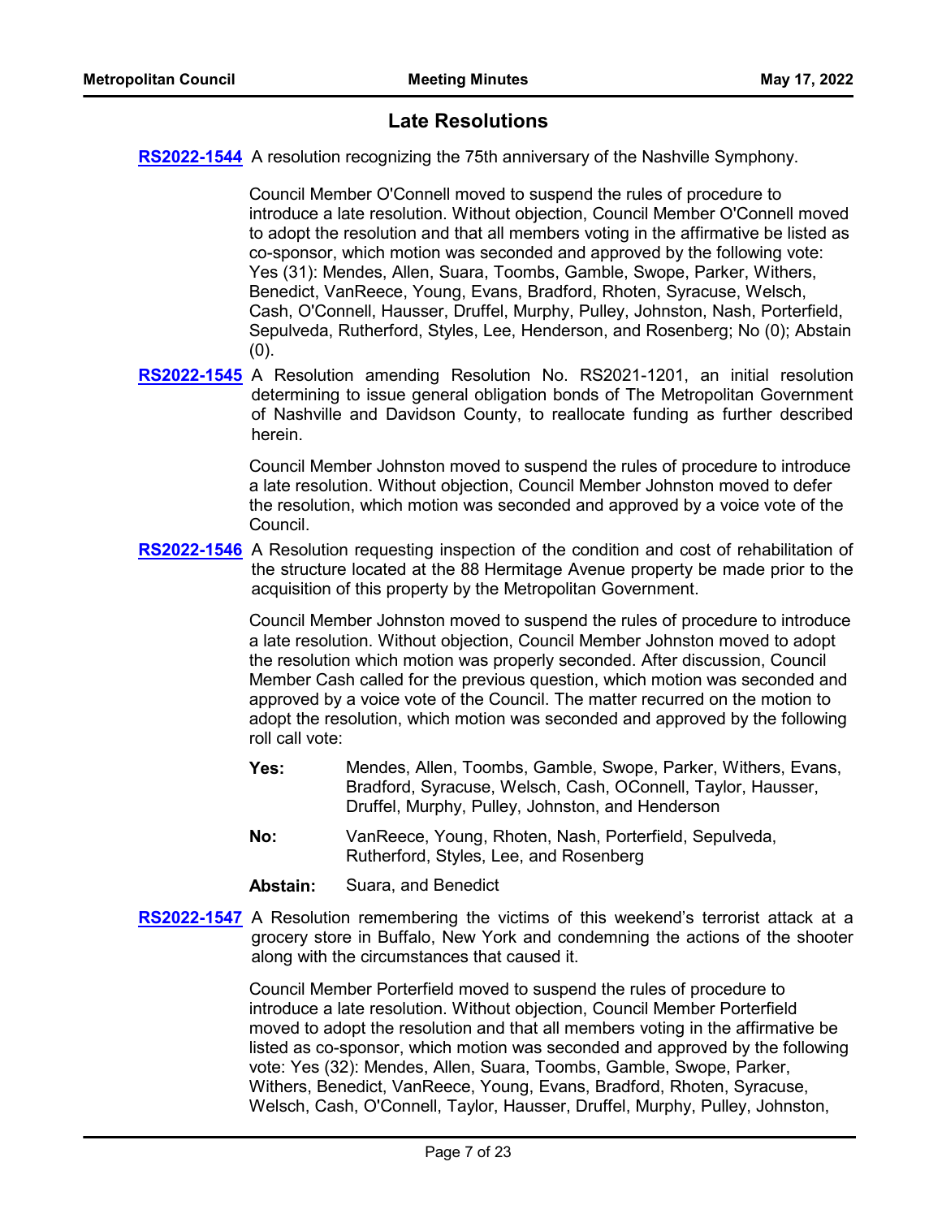## Late Resolutions

**RS2022-1544** A resolution recognizing the 75th anniversary of the Nashville Symphony.

Council Member O'Connell moved to suspend the rules of procedure to introduce a late resolution. Without objection, Council Member O'Connell moved to adopt the resolution and that all members voting in the affirmative be listed as co-sponsor, which motion was seconded and approved by the following vote: Yes (31): Mendes, Allen, Suara, Toombs, Gamble, Swope, Parker, Withers, Benedict, VanReece, Young, Evans, Bradford, Rhoten, Syracuse, Welsch, Cash, O'Connell, Hausser, Druffel, Murphy, Pulley, Johnston, Nash, Porterfield, Sepulveda, Rutherford, Styles, Lee, Henderson, and Rosenberg; No (0); Abstain (0).

**RS2022-1545** A Resolution amending Resolution No. RS2021-1201, an initial resolution determining to issue general obligation bonds of The Metropolitan Government of Nashville and Davidson County, to reallocate funding as further described herein.

Council Member Johnston moved to suspend the rules of procedure to introduce a late resolution. Without objection, Council Member Johnston moved to defer the resolution, which motion was seconded and approved by a voice vote of the Council.

**RS2022-1546** A Resolution requesting inspection of the condition and cost of rehabilitation of the structure located at the 88 Hermitage Avenue property be made prior to the acquisition of this property by the Metropolitan Government.

Council Member Johnston moved to suspend the rules of procedure to introduce a late resolution. Without objection, Council Member Johnston moved to adopt the resolution which motion was properly seconded. After discussion, Council Member Cash called for the previous question, which motion was seconded and approved by a voice vote of the Council. The matter recurred on the motion to adopt the resolution, which motion was seconded and approved by the following roll call vote:

**Yes:** Mendes, Allen, Toombs, Gamble, Swope, Parker, Withers, Evans, Bradford, Syracuse, Welsch, Cash, OConnell, Taylor, Hausser, Druffel, Murphy, Pulley, Johnston, and Henderson

**No:** VanReece, Young, Rhoten, Nash, Porterfield, Sepulveda, Rutherford, Styles, Lee, and Rosenberg

**Abstain:** Suara, and Benedict

**RS2022-1547** A Resolution remembering the victims of this weekend's terrorist attack at a grocery store in Buffalo, New York and condemning the actions of the shooter along with the circumstances that caused it.

Council Member Porterfield moved to suspend the rules of procedure to introduce a late resolution. Without objection, Council Member Porterfield moved to adopt the resolution and that all members voting in the affirmative be listed as co-sponsor, which motion was seconded and approved by the following vote: Yes (32): Mendes, Allen, Suara, Toombs, Gamble, Swope, Parker, Withers, Benedict, VanReece, Young, Evans, Bradford, Rhoten, Syracuse, Welsch, Cash, O'Connell, Taylor, Hausser, Druffel, Murphy, Pulley, Johnston,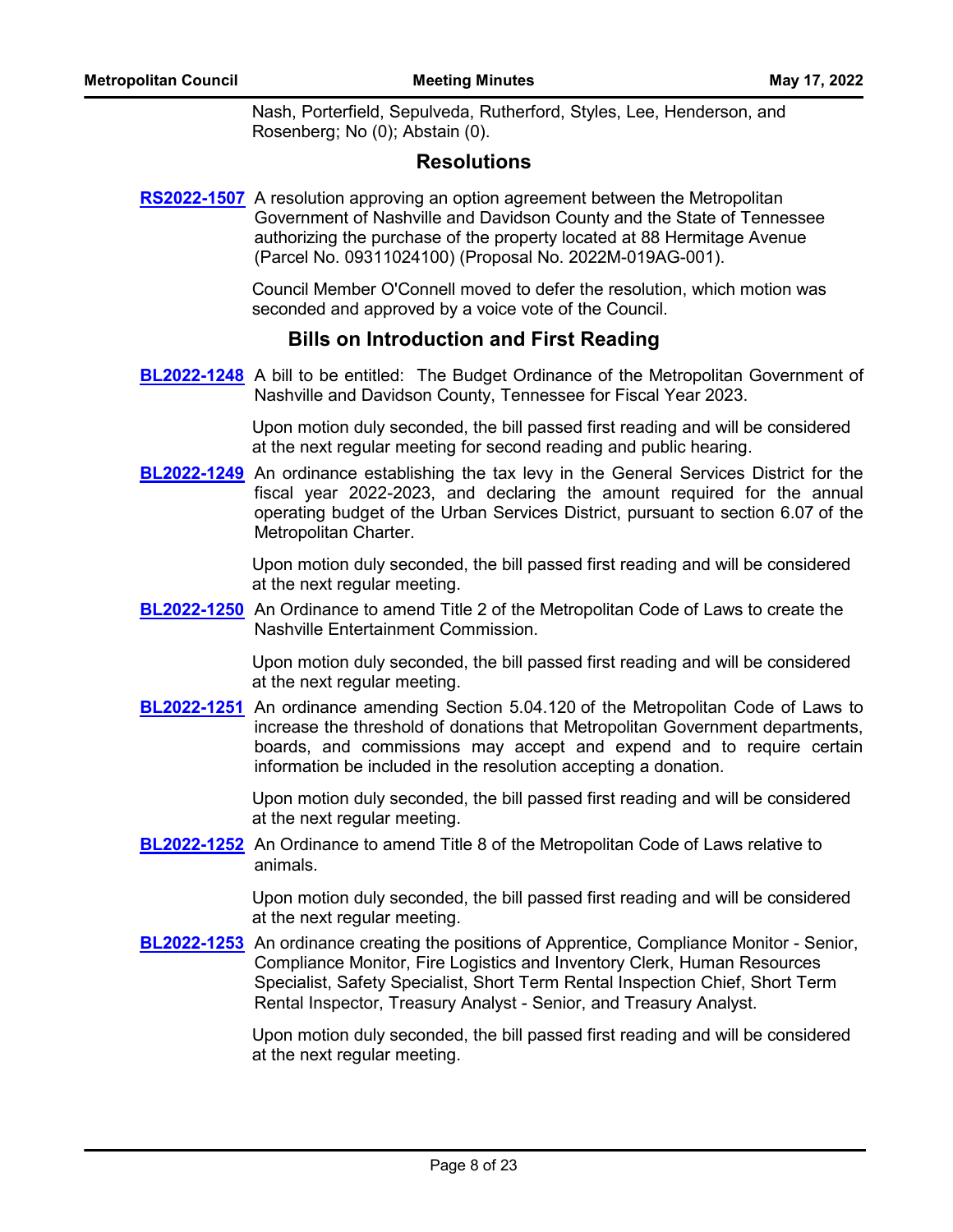Nash, Porterfield, Sepulveda, Rutherford, Styles, Lee, Henderson, and Rosenberg; No (0); Abstain (0).

## Resolutions

**RS2022-1507** A resolution approving an option agreement between the Metropolitan Government of Nashville and Davidson County and the State of Tennessee authorizing the purchase of the property located at 88 Hermitage Avenue (Parcel No. 09311024100) (Proposal No. 2022M-019AG-001).

Council Member O'Connell moved to defer the resolution, which motion was seconded and approved by a voice vote of the Council.

## Bills on Introduction and First Reading

**BL2022-1248** A bill to be entitled: The Budget Ordinance of the Metropolitan Government of Nashville and Davidson County, Tennessee for Fiscal Year 2023.

Upon motion duly seconded, the bill passed first reading and will be considered at the next regular meeting for second reading and public hearing.

**BL2022-1249** An ordinance establishing the tax levy in the General Services District for the fiscal year 2022-2023, and declaring the amount required for the annual operating budget of the Urban Services District, pursuant to section 6.07 of the Metropolitan Charter.

Upon motion duly seconded, the bill passed first reading and will be considered at the next regular meeting.

**BL2022-1250** An Ordinance to amend Title 2 of the Metropolitan Code of Laws to create the Nashville Entertainment Commission.

Upon motion duly seconded, the bill passed first reading and will be considered at the next regular meeting.

**BL2022-1251** An ordinance amending Section 5.04.120 of the Metropolitan Code of Laws to increase the threshold of donations that Metropolitan Government departments, boards, and commissions may accept and expend and to require certain information be included in the resolution accepting a donation.

Upon motion duly seconded, the bill passed first reading and will be considered at the next regular meeting.

**BL2022-1252** An Ordinance to amend Title 8 of the Metropolitan Code of Laws relative to animals.

Upon motion duly seconded, the bill passed first reading and will be considered at the next regular meeting.

**BL2022-1253** An ordinance creating the positions of Apprentice, Compliance Monitor - Senior, Compliance Monitor, Fire Logistics and Inventory Clerk, Human Resources Specialist, Safety Specialist, Short Term Rental Inspection Chief, Short Term Rental Inspector, Treasury Analyst - Senior, and Treasury Analyst.

Upon motion duly seconded, the bill passed first reading and will be considered at the next regular meeting.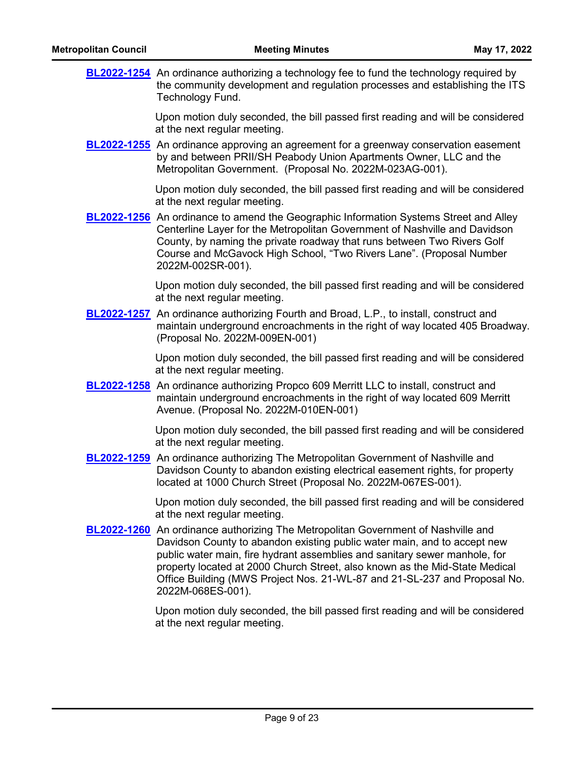**BL2022-1254** An ordinance authorizing a technology fee to fund the technology required by the community development and regulation processes and establishing the ITS Technology Fund.

Upon motion duly seconded, the bill passed first reading and will be considered at the next regular meeting.

**BL2022-1255** An ordinance approving an agreement for a greenway conservation easement by and between PRII/SH Peabody Union Apartments Owner, LLC and the Metropolitan Government. (Proposal No. 2022M-023AG-001).

Upon motion duly seconded, the bill passed first reading and will be considered at the next regular meeting.

**BL2022-1256** An ordinance to amend the Geographic Information Systems Street and Alley Centerline Layer for the Metropolitan Government of Nashville and Davidson County, by naming the private roadway that runs between Two Rivers Golf Course and McGavock High School, "Two Rivers Lane". (Proposal Number 2022M-002SR-001).

Upon motion duly seconded, the bill passed first reading and will be considered at the next regular meeting.

**BL2022-1257** An ordinance authorizing Fourth and Broad, L.P., to install, construct and maintain underground encroachments in the right of way located 405 Broadway. (Proposal No. 2022M-009EN-001)

Upon motion duly seconded, the bill passed first reading and will be considered at the next regular meeting.

**BL2022-1258** An ordinance authorizing Propco 609 Merritt LLC to install, construct and maintain underground encroachments in the right of way located 609 Merritt Avenue. (Proposal No. 2022M-010EN-001)

Upon motion duly seconded, the bill passed first reading and will be considered at the next regular meeting.

**BL2022-1259** An ordinance authorizing The Metropolitan Government of Nashville and Davidson County to abandon existing electrical easement rights, for property located at 1000 Church Street (Proposal No. 2022M-067ES-001).

Upon motion duly seconded, the bill passed first reading and will be considered at the next regular meeting.

**BL2022-1260** An ordinance authorizing The Metropolitan Government of Nashville and Davidson County to abandon existing public water main, and to accept new public water main, fire hydrant assemblies and sanitary sewer manhole, for property located at 2000 Church Street, also known as the Mid-State Medical Office Building (MWS Project Nos. 21-WL-87 and 21-SL-237 and Proposal No. 2022M-068ES-001).

Upon motion duly seconded, the bill passed first reading and will be considered at the next regular meeting.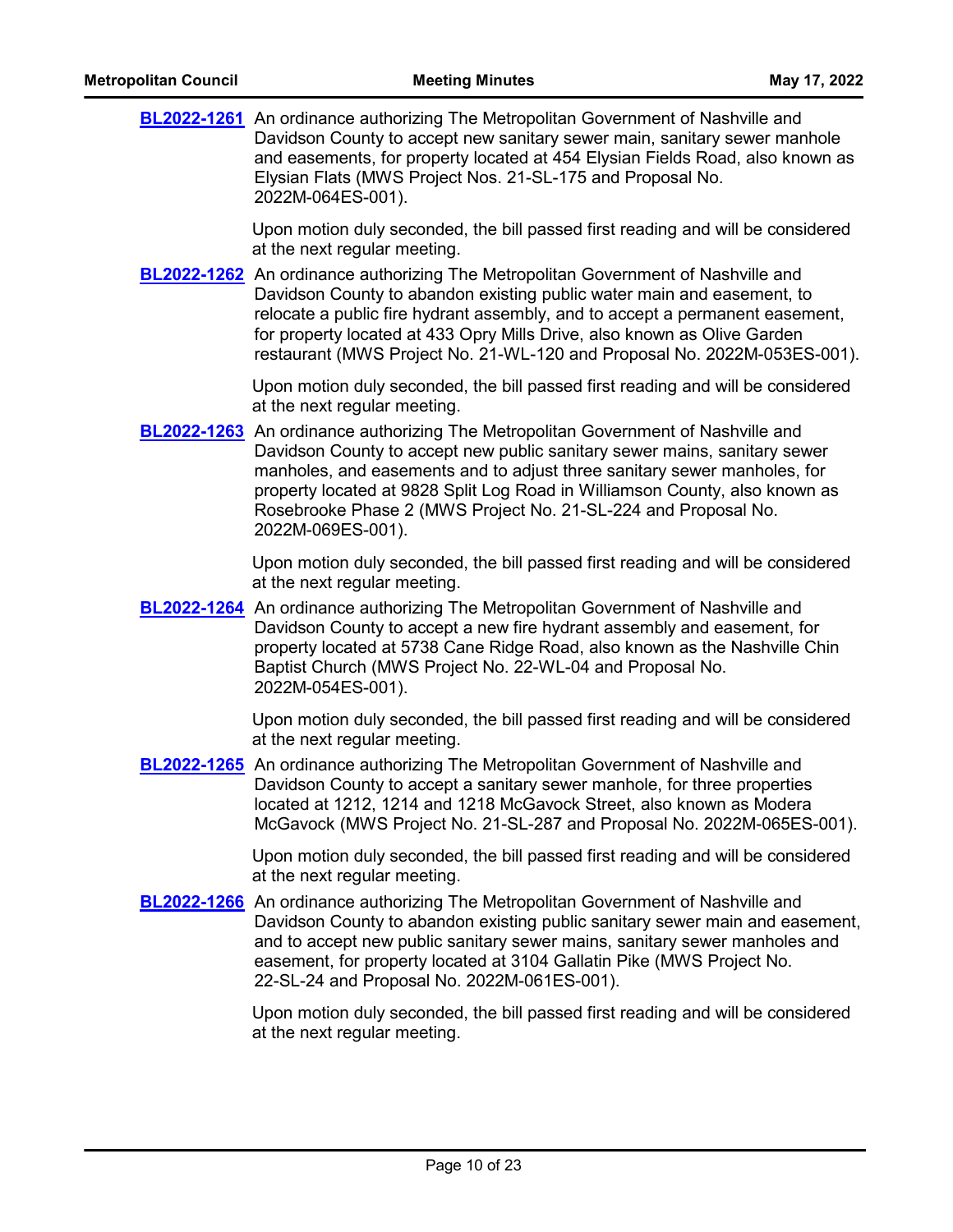**BL2022-1261** An ordinance authorizing The Metropolitan Government of Nashville and Davidson County to accept new sanitary sewer main, sanitary sewer manhole and easements, for property located at 454 Elysian Fields Road, also known as Elysian Flats (MWS Project Nos. 21-SL-175 and Proposal No. 2022M-064ES-001).

Upon motion duly seconded, the bill passed first reading and will be considered at the next regular meeting.

**BL2022-1262** An ordinance authorizing The Metropolitan Government of Nashville and Davidson County to abandon existing public water main and easement, to relocate a public fire hydrant assembly, and to accept a permanent easement, for property located at 433 Opry Mills Drive, also known as Olive Garden restaurant (MWS Project No. 21-WL-120 and Proposal No. 2022M-053ES-001).

Upon motion duly seconded, the bill passed first reading and will be considered at the next regular meeting.

**BL2022-1263** An ordinance authorizing The Metropolitan Government of Nashville and Davidson County to accept new public sanitary sewer mains, sanitary sewer manholes, and easements and to adjust three sanitary sewer manholes, for property located at 9828 Split Log Road in Williamson County, also known as Rosebrooke Phase 2 (MWS Project No. 21-SL-224 and Proposal No. 2022M-069ES-001).

Upon motion duly seconded, the bill passed first reading and will be considered at the next regular meeting.

**BL2022-1264** An ordinance authorizing The Metropolitan Government of Nashville and Davidson County to accept a new fire hydrant assembly and easement, for property located at 5738 Cane Ridge Road, also known as the Nashville Chin Baptist Church (MWS Project No. 22-WL-04 and Proposal No. 2022M-054ES-001).

Upon motion duly seconded, the bill passed first reading and will be considered at the next regular meeting.

**BL2022-1265** An ordinance authorizing The Metropolitan Government of Nashville and Davidson County to accept a sanitary sewer manhole, for three properties located at 1212, 1214 and 1218 McGavock Street, also known as Modera McGavock (MWS Project No. 21-SL-287 and Proposal No. 2022M-065ES-001).

Upon motion duly seconded, the bill passed first reading and will be considered at the next regular meeting.

**BL2022-1266** An ordinance authorizing The Metropolitan Government of Nashville and Davidson County to abandon existing public sanitary sewer main and easement, and to accept new public sanitary sewer mains, sanitary sewer manholes and easement, for property located at 3104 Gallatin Pike (MWS Project No. 22-SL-24 and Proposal No. 2022M-061ES-001).

Upon motion duly seconded, the bill passed first reading and will be considered at the next regular meeting.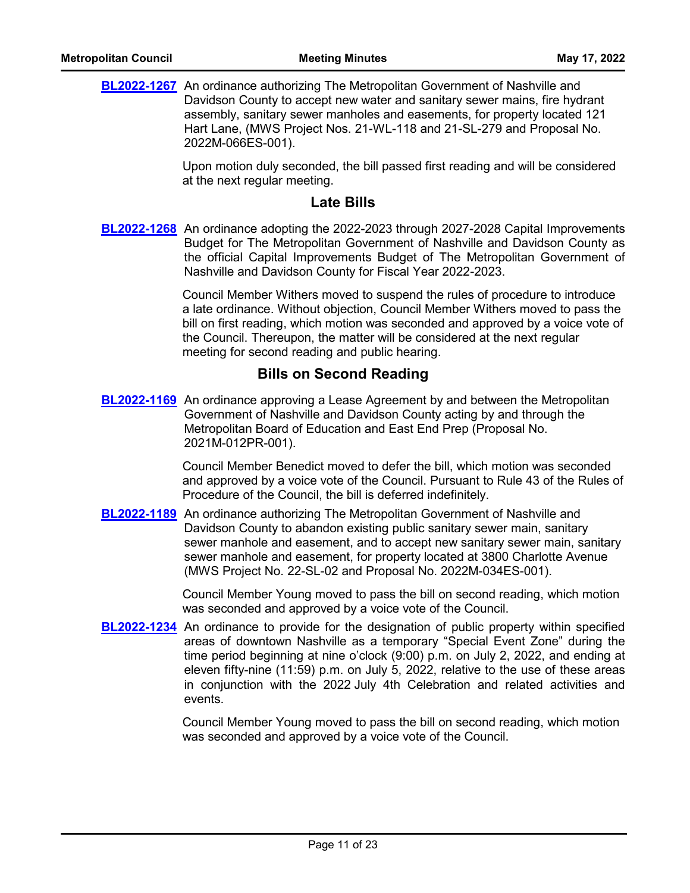**BL2022-1267** An ordinance authorizing The Metropolitan Government of Nashville and Davidson County to accept new water and sanitary sewer mains, fire hydrant assembly, sanitary sewer manholes and easements, for property located 121 Hart Lane, (MWS Project Nos. 21-WL-118 and 21-SL-279 and Proposal No. 2022M-066ES-001).

Upon motion duly seconded, the bill passed first reading and will be considered at the next regular meeting.

## Late Bills

**BL2022-1268** An ordinance adopting the 2022-2023 through 2027-2028 Capital Improvements Budget for The Metropolitan Government of Nashville and Davidson County as the official Capital Improvements Budget of The Metropolitan Government of Nashville and Davidson County for Fiscal Year 2022-2023.

Council Member Withers moved to suspend the rules of procedure to introduce a late ordinance. Without objection, Council Member Withers moved to pass the bill on first reading, which motion was seconded and approved by a voice vote of the Council. Thereupon, the matter will be considered at the next regular meeting for second reading and public hearing.

## Bills on Second Reading

**BL2022-1169** An ordinance approving a Lease Agreement by and between the Metropolitan Government of Nashville and Davidson County acting by and through the Metropolitan Board of Education and East End Prep (Proposal No. 2021M-012PR-001).

Council Member Benedict moved to defer the bill, which motion was seconded and approved by a voice vote of the Council. Pursuant to Rule 43 of the Rules of Procedure of the Council, the bill is deferred indefinitely.

**BL2022-1189** An ordinance authorizing The Metropolitan Government of Nashville and Davidson County to abandon existing public sanitary sewer main, sanitary sewer manhole and easement, and to accept new sanitary sewer main, sanitary sewer manhole and easement, for property located at 3800 Charlotte Avenue (MWS Project No. 22-SL-02 and Proposal No. 2022M-034ES-001).

Council Member Young moved to pass the bill on second reading, which motion was seconded and approved by a voice vote of the Council.

**BL2022-1234** An ordinance to provide for the designation of public property within specified areas of downtown Nashville as a temporary "Special Event Zone" during the time period beginning at nine o'clock (9:00) p.m. on July 2, 2022, and ending at eleven fifty-nine (11:59) p.m. on July 5, 2022, relative to the use of these areas in conjunction with the 2022 July 4th Celebration and related activities and events.

Council Member Young moved to pass the bill on second reading, which motion was seconded and approved by a voice vote of the Council.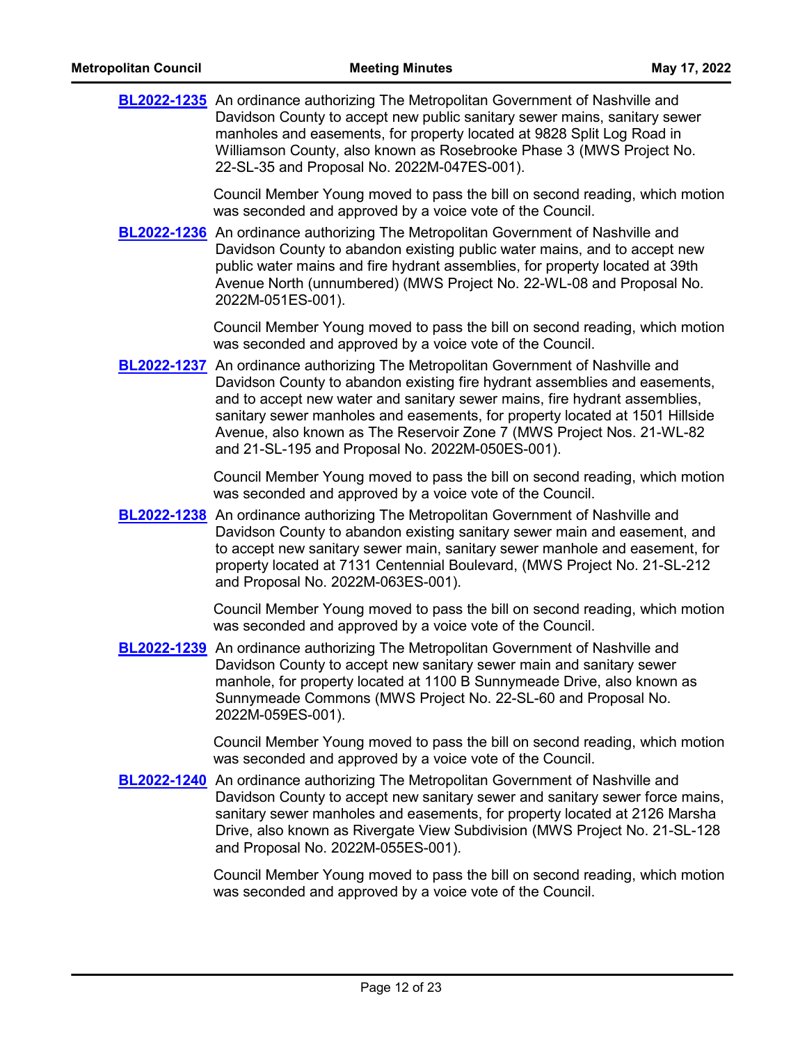**BL2022-1235** An ordinance authorizing The Metropolitan Government of Nashville and Davidson County to accept new public sanitary sewer mains, sanitary sewer manholes and easements, for property located at 9828 Split Log Road in Williamson County, also known as Rosebrooke Phase 3 (MWS Project No. 22-SL-35 and Proposal No. 2022M-047ES-001).

Council Member Young moved to pass the bill on second reading, which motion was seconded and approved by a voice vote of the Council.

**BL2022-1236** An ordinance authorizing The Metropolitan Government of Nashville and Davidson County to abandon existing public water mains, and to accept new public water mains and fire hydrant assemblies, for property located at 39th Avenue North (unnumbered) (MWS Project No. 22-WL-08 and Proposal No. 2022M-051ES-001).

Council Member Young moved to pass the bill on second reading, which motion was seconded and approved by a voice vote of the Council.

**BL2022-1237** An ordinance authorizing The Metropolitan Government of Nashville and Davidson County to abandon existing fire hydrant assemblies and easements, and to accept new water and sanitary sewer mains, fire hydrant assemblies, sanitary sewer manholes and easements, for property located at 1501 Hillside Avenue, also known as The Reservoir Zone 7 (MWS Project Nos. 21-WL-82 and 21-SL-195 and Proposal No. 2022M-050ES-001).

Council Member Young moved to pass the bill on second reading, which motion was seconded and approved by a voice vote of the Council.

**BL2022-1238** An ordinance authorizing The Metropolitan Government of Nashville and Davidson County to abandon existing sanitary sewer main and easement, and to accept new sanitary sewer main, sanitary sewer manhole and easement, for property located at 7131 Centennial Boulevard, (MWS Project No. 21-SL-212 and Proposal No. 2022M-063ES-001).

Council Member Young moved to pass the bill on second reading, which motion was seconded and approved by a voice vote of the Council.

**BL2022-1239** An ordinance authorizing The Metropolitan Government of Nashville and Davidson County to accept new sanitary sewer main and sanitary sewer manhole, for property located at 1100 B Sunnymeade Drive, also known as Sunnymeade Commons (MWS Project No. 22-SL-60 and Proposal No. 2022M-059ES-001).

Council Member Young moved to pass the bill on second reading, which motion was seconded and approved by a voice vote of the Council.

**BL2022-1240** An ordinance authorizing The Metropolitan Government of Nashville and Davidson County to accept new sanitary sewer and sanitary sewer force mains, sanitary sewer manholes and easements, for property located at 2126 Marsha Drive, also known as Rivergate View Subdivision (MWS Project No. 21-SL-128 and Proposal No. 2022M-055ES-001).

Council Member Young moved to pass the bill on second reading, which motion was seconded and approved by a voice vote of the Council.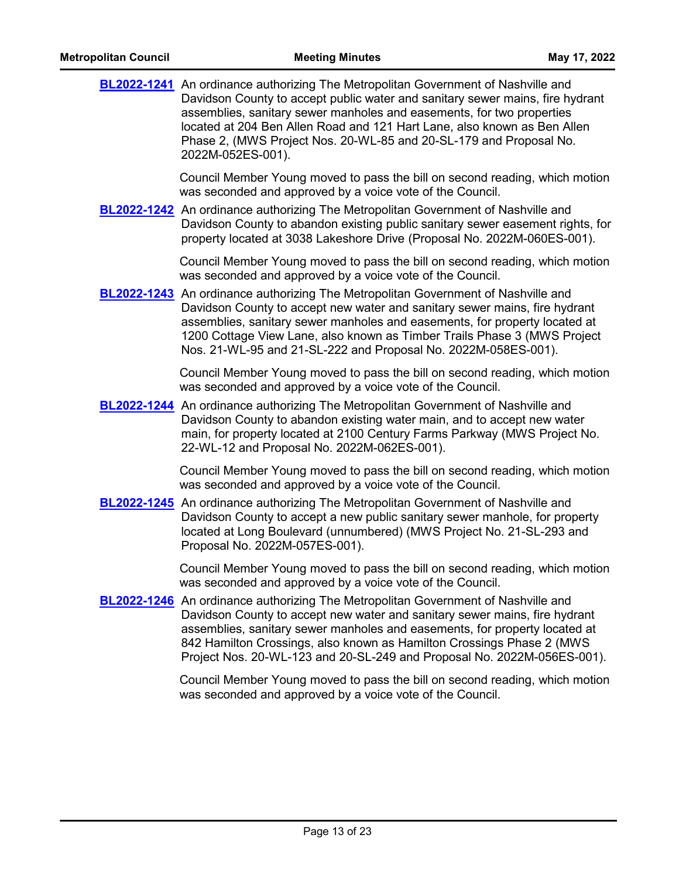**BL2022-1241** An ordinance authorizing The Metropolitan Government of Nashville and Davidson County to accept public water and sanitary sewer mains, fire hydrant assemblies, sanitary sewer manholes and easements, for two properties located at 204 Ben Allen Road and 121 Hart Lane, also known as Ben Allen Phase 2, (MWS Project Nos. 20-WL-85 and 20-SL-179 and Proposal No. 2022M-052ES-001).

Council Member Young moved to pass the bill on second reading, which motion was seconded and approved by a voice vote of the Council.

**BL2022-1242** An ordinance authorizing The Metropolitan Government of Nashville and Davidson County to abandon existing public sanitary sewer easement rights, for property located at 3038 Lakeshore Drive (Proposal No. 2022M-060ES-001).

Council Member Young moved to pass the bill on second reading, which motion was seconded and approved by a voice vote of the Council.

**BL2022-1243** An ordinance authorizing The Metropolitan Government of Nashville and Davidson County to accept new water and sanitary sewer mains, fire hydrant assemblies, sanitary sewer manholes and easements, for property located at 1200 Cottage View Lane, also known as Timber Trails Phase 3 (MWS Project Nos. 21-WL-95 and 21-SL-222 and Proposal No. 2022M-058ES-001).

Council Member Young moved to pass the bill on second reading, which motion was seconded and approved by a voice vote of the Council.

**BL2022-1244** An ordinance authorizing The Metropolitan Government of Nashville and Davidson County to abandon existing water main, and to accept new water main, for property located at 2100 Century Farms Parkway (MWS Project No. 22-WL-12 and Proposal No. 2022M-062ES-001).

Council Member Young moved to pass the bill on second reading, which motion was seconded and approved by a voice vote of the Council.

**BL2022-1245** An ordinance authorizing The Metropolitan Government of Nashville and Davidson County to accept a new public sanitary sewer manhole, for property located at Long Boulevard (unnumbered) (MWS Project No. 21-SL-293 and Proposal No. 2022M-057ES-001).

Council Member Young moved to pass the bill on second reading, which motion was seconded and approved by a voice vote of the Council.

**BL2022-1246** An ordinance authorizing The Metropolitan Government of Nashville and Davidson County to accept new water and sanitary sewer mains, fire hydrant assemblies, sanitary sewer manholes and easements, for property located at 842 Hamilton Crossings, also known as Hamilton Crossings Phase 2 (MWS Project Nos. 20-WL-123 and 20-SL-249 and Proposal No. 2022M-056ES-001).

Council Member Young moved to pass the bill on second reading, which motion was seconded and approved by a voice vote of the Council.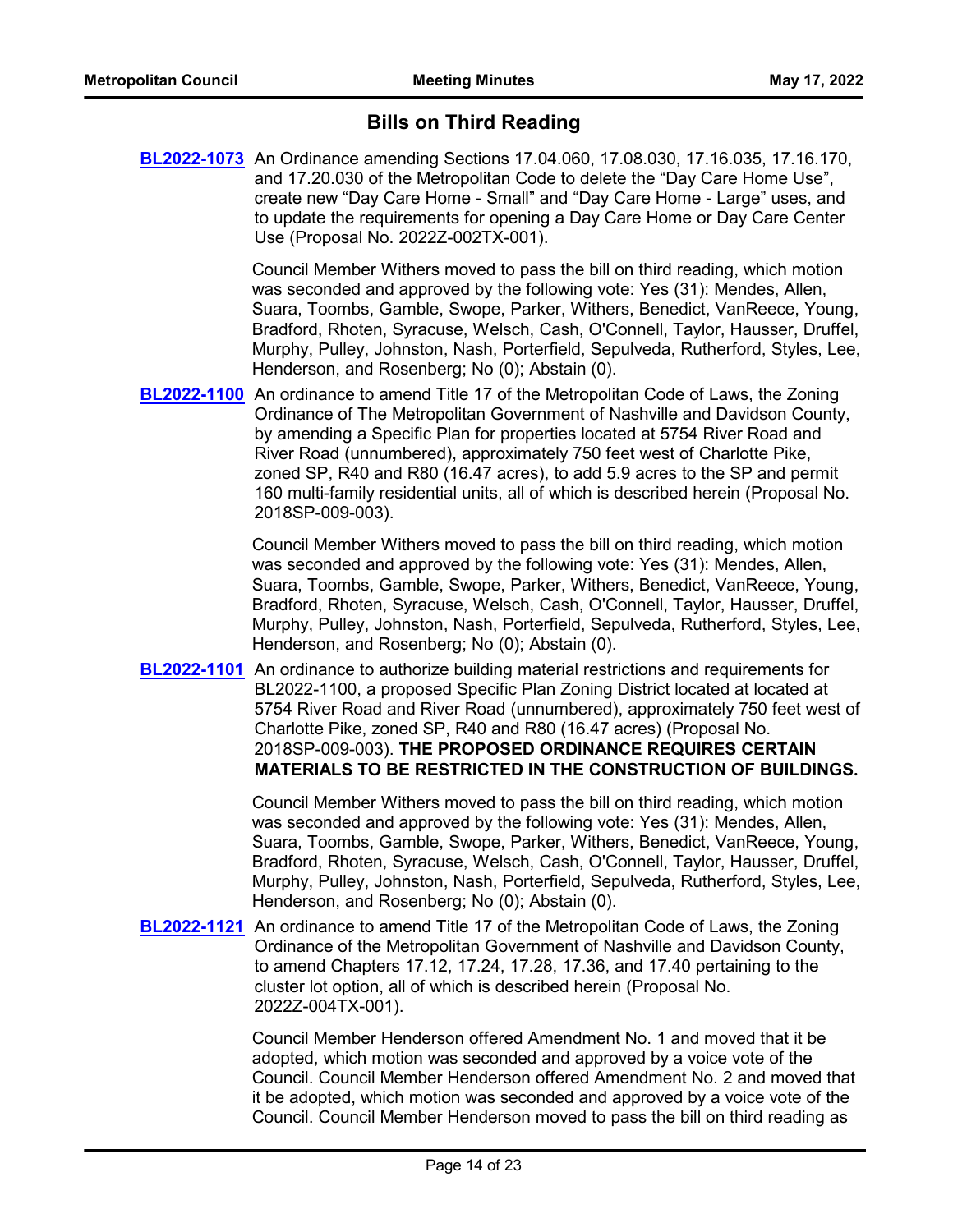## Bills on Third Reading

**BL2022-1073** An Ordinance amending Sections 17.04.060, 17.08.030, 17.16.035, 17.16.170, and 17.20.030 of the Metropolitan Code to delete the "Day Care Home Use", create new "Day Care Home - Small" and "Day Care Home - Large" uses, and to update the requirements for opening a Day Care Home or Day Care Center Use (Proposal No. 2022Z-002TX-001).

Council Member Withers moved to pass the bill on third reading, which motion was seconded and approved by the following vote: Yes (31): Mendes, Allen, Suara, Toombs, Gamble, Swope, Parker, Withers, Benedict, VanReece, Young, Bradford, Rhoten, Syracuse, Welsch, Cash, O'Connell, Taylor, Hausser, Druffel, Murphy, Pulley, Johnston, Nash, Porterfield, Sepulveda, Rutherford, Styles, Lee, Henderson, and Rosenberg; No (0); Abstain (0).

**BL2022-1100** An ordinance to amend Title 17 of the Metropolitan Code of Laws, the Zoning Ordinance of The Metropolitan Government of Nashville and Davidson County, by amending a Specific Plan for properties located at 5754 River Road and River Road (unnumbered), approximately 750 feet west of Charlotte Pike, zoned SP, R40 and R80 (16.47 acres), to add 5.9 acres to the SP and permit 160 multi-family residential units, all of which is described herein (Proposal No. 2018SP-009-003).

Council Member Withers moved to pass the bill on third reading, which motion was seconded and approved by the following vote: Yes (31): Mendes, Allen, Suara, Toombs, Gamble, Swope, Parker, Withers, Benedict, VanReece, Young, Bradford, Rhoten, Syracuse, Welsch, Cash, O'Connell, Taylor, Hausser, Druffel, Murphy, Pulley, Johnston, Nash, Porterfield, Sepulveda, Rutherford, Styles, Lee, Henderson, and Rosenberg; No (0); Abstain (0).

**BL2022-1101** An ordinance to authorize building material restrictions and requirements for BL2022-1100, a proposed Specific Plan Zoning District located at located at 5754 River Road and River Road (unnumbered), approximately 750 feet west of Charlotte Pike, zoned SP, R40 and R80 (16.47 acres) (Proposal No. 2018SP-009-003). **THE PROPOSED ORDINANCE REQUIRES CERTAIN MATERIALS TO BE RESTRICTED IN THE CONSTRUCTION OF BUILDINGS.**

Council Member Withers moved to pass the bill on third reading, which motion was seconded and approved by the following vote: Yes (31): Mendes, Allen, Suara, Toombs, Gamble, Swope, Parker, Withers, Benedict, VanReece, Young, Bradford, Rhoten, Syracuse, Welsch, Cash, O'Connell, Taylor, Hausser, Druffel, Murphy, Pulley, Johnston, Nash, Porterfield, Sepulveda, Rutherford, Styles, Lee, Henderson, and Rosenberg; No (0); Abstain (0).

**BL2022-1121** An ordinance to amend Title 17 of the Metropolitan Code of Laws, the Zoning Ordinance of the Metropolitan Government of Nashville and Davidson County, to amend Chapters 17.12, 17.24, 17.28, 17.36, and 17.40 pertaining to the cluster lot option, all of which is described herein (Proposal No. 2022Z-004TX-001).

Council Member Henderson offered Amendment No. 1 and moved that it be adopted, which motion was seconded and approved by a voice vote of the Council. Council Member Henderson offered Amendment No. 2 and moved that it be adopted, which motion was seconded and approved by a voice vote of the Council. Council Member Henderson moved to pass the bill on third reading as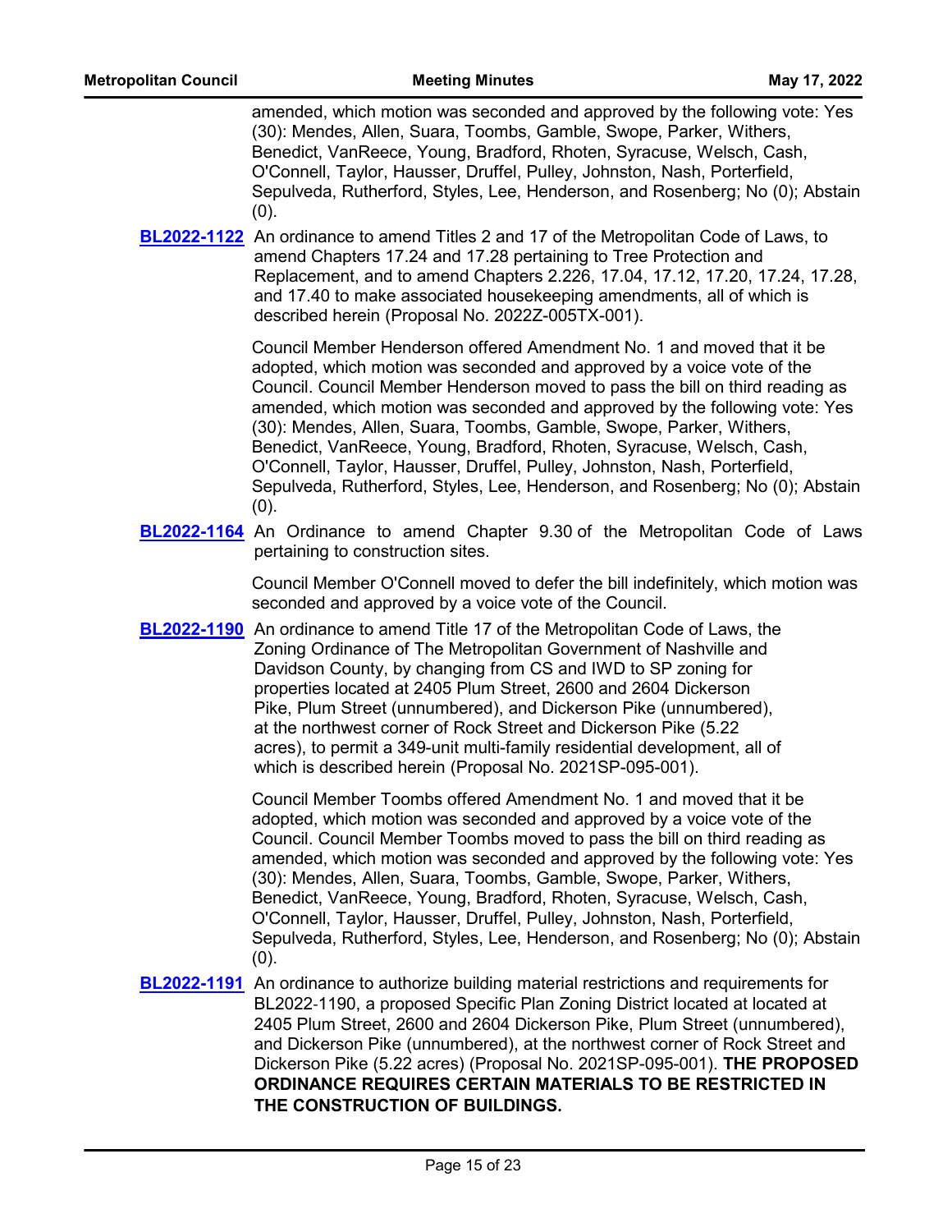amended, which motion was seconded and approved by the following vote: Yes (30): Mendes, Allen, Suara, Toombs, Gamble, Swope, Parker, Withers, Benedict, VanReece, Young, Bradford, Rhoten, Syracuse, Welsch, Cash, O'Connell, Taylor, Hausser, Druffel, Pulley, Johnston, Nash, Porterfield, Sepulveda, Rutherford, Styles, Lee, Henderson, and Rosenberg; No (0); Abstain (0).

**BL2022-1122** An ordinance to amend Titles 2 and 17 of the Metropolitan Code of Laws, to amend Chapters 17.24 and 17.28 pertaining to Tree Protection and Replacement, and to amend Chapters 2.226, 17.04, 17.12, 17.20, 17.24, 17.28, and 17.40 to make associated housekeeping amendments, all of which is described herein (Proposal No. 2022Z-005TX-001).

Council Member Henderson offered Amendment No. 1 and moved that it be adopted, which motion was seconded and approved by a voice vote of the Council. Council Member Henderson moved to pass the bill on third reading as amended, which motion was seconded and approved by the following vote: Yes (30): Mendes, Allen, Suara, Toombs, Gamble, Swope, Parker, Withers, Benedict, VanReece, Young, Bradford, Rhoten, Syracuse, Welsch, Cash, O'Connell, Taylor, Hausser, Druffel, Pulley, Johnston, Nash, Porterfield, Sepulveda, Rutherford, Styles, Lee, Henderson, and Rosenberg; No (0); Abstain (0).

**BL2022-1164** An Ordinance to amend Chapter 9.30 of the Metropolitan Code of Laws pertaining to construction sites.

Council Member O'Connell moved to defer the bill indefinitely, which motion was seconded and approved by a voice vote of the Council.

**BL2022-1190** An ordinance to amend Title 17 of the Metropolitan Code of Laws, the Zoning Ordinance of The Metropolitan Government of Nashville and Davidson County, by changing from CS and IWD to SP zoning for properties located at 2405 Plum Street, 2600 and 2604 Dickerson Pike, Plum Street (unnumbered), and Dickerson Pike (unnumbered), at the northwest corner of Rock Street and Dickerson Pike (5.22 acres), to permit a 349-unit multi-family residential development, all of which is described herein (Proposal No. 2021SP-095-001).

Council Member Toombs offered Amendment No. 1 and moved that it be adopted, which motion was seconded and approved by a voice vote of the Council. Council Member Toombs moved to pass the bill on third reading as amended, which motion was seconded and approved by the following vote: Yes (30): Mendes, Allen, Suara, Toombs, Gamble, Swope, Parker, Withers, Benedict, VanReece, Young, Bradford, Rhoten, Syracuse, Welsch, Cash, O'Connell, Taylor, Hausser, Druffel, Pulley, Johnston, Nash, Porterfield, Sepulveda, Rutherford, Styles, Lee, Henderson, and Rosenberg; No (0); Abstain (0).

**BL2022-1191** An ordinance to authorize building material restrictions and requirements for BL2022-1190, a proposed Specific Plan Zoning District located at located at 2405 Plum Street, 2600 and 2604 Dickerson Pike, Plum Street (unnumbered), and Dickerson Pike (unnumbered), at the northwest corner of Rock Street and Dickerson Pike (5.22 acres) (Proposal No. 2021SP-095-001). **THE PROPOSED ORDINANCE REQUIRES CERTAIN MATERIALS TO BE RESTRICTED IN THE CONSTRUCTION OF BUILDINGS.**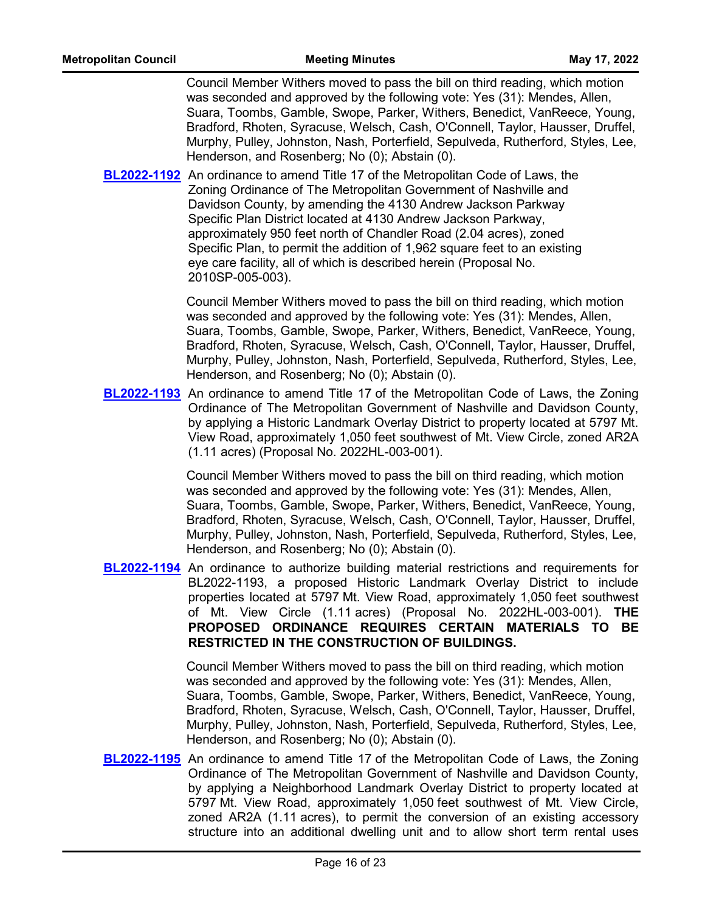Council Member Withers moved to pass the bill on third reading, which motion was seconded and approved by the following vote: Yes (31): Mendes, Allen, Suara, Toombs, Gamble, Swope, Parker, Withers, Benedict, VanReece, Young, Bradford, Rhoten, Syracuse, Welsch, Cash, O'Connell, Taylor, Hausser, Druffel, Murphy, Pulley, Johnston, Nash, Porterfield, Sepulveda, Rutherford, Styles, Lee, Henderson, and Rosenberg; No (0); Abstain (0).

**BL2022-1192** An ordinance to amend Title 17 of the Metropolitan Code of Laws, the Zoning Ordinance of The Metropolitan Government of Nashville and Davidson County, by amending the 4130 Andrew Jackson Parkway Specific Plan District located at 4130 Andrew Jackson Parkway, approximately 950 feet north of Chandler Road (2.04 acres), zoned Specific Plan, to permit the addition of 1,962 square feet to an existing eye care facility, all of which is described herein (Proposal No. 2010SP-005-003).

Council Member Withers moved to pass the bill on third reading, which motion was seconded and approved by the following vote: Yes (31): Mendes, Allen, Suara, Toombs, Gamble, Swope, Parker, Withers, Benedict, VanReece, Young, Bradford, Rhoten, Syracuse, Welsch, Cash, O'Connell, Taylor, Hausser, Druffel, Murphy, Pulley, Johnston, Nash, Porterfield, Sepulveda, Rutherford, Styles, Lee, Henderson, and Rosenberg; No (0); Abstain (0).

**BL2022-1193** An ordinance to amend Title 17 of the Metropolitan Code of Laws, the Zoning Ordinance of The Metropolitan Government of Nashville and Davidson County, by applying a Historic Landmark Overlay District to property located at 5797 Mt. View Road, approximately 1,050 feet southwest of Mt. View Circle, zoned AR2A (1.11 acres) (Proposal No. 2022HL-003-001).

Council Member Withers moved to pass the bill on third reading, which motion was seconded and approved by the following vote: Yes (31): Mendes, Allen, Suara, Toombs, Gamble, Swope, Parker, Withers, Benedict, VanReece, Young, Bradford, Rhoten, Syracuse, Welsch, Cash, O'Connell, Taylor, Hausser, Druffel, Murphy, Pulley, Johnston, Nash, Porterfield, Sepulveda, Rutherford, Styles, Lee, Henderson, and Rosenberg; No (0); Abstain (0).

**BL2022-1194** An ordinance to authorize building material restrictions and requirements for BL2022-1193, a proposed Historic Landmark Overlay District to include properties located at 5797 Mt. View Road, approximately 1,050 feet southwest of Mt. View Circle (1.11 acres) (Proposal No. 2022HL-003-001). **THE PROPOSED ORDINANCE REQUIRES CERTAIN MATERIALS TO BE RESTRICTED IN THE CONSTRUCTION OF BUILDINGS.**

Council Member Withers moved to pass the bill on third reading, which motion was seconded and approved by the following vote: Yes (31): Mendes, Allen, Suara, Toombs, Gamble, Swope, Parker, Withers, Benedict, VanReece, Young, Bradford, Rhoten, Syracuse, Welsch, Cash, O'Connell, Taylor, Hausser, Druffel, Murphy, Pulley, Johnston, Nash, Porterfield, Sepulveda, Rutherford, Styles, Lee, Henderson, and Rosenberg; No (0); Abstain (0).

**BL2022-1195** An ordinance to amend Title 17 of the Metropolitan Code of Laws, the Zoning Ordinance of The Metropolitan Government of Nashville and Davidson County, by applying a Neighborhood Landmark Overlay District to property located at 5797 Mt. View Road, approximately 1,050 feet southwest of Mt. View Circle, zoned AR2A (1.11 acres), to permit the conversion of an existing accessory structure into an additional dwelling unit and to allow short term rental uses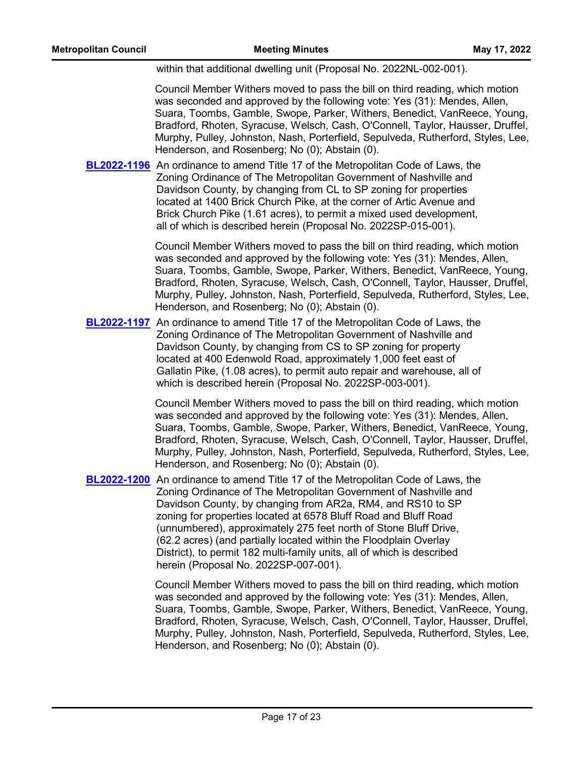within that additional dwelling unit (Proposal No. 2022NL-002-001).

Council Member Withers moved to pass the bill on third reading, which motion was seconded and approved by the following vote: Yes (31): Mendes, Allen, Suara, Toombs, Gamble, Swope, Parker, Withers, Benedict, VanReece, Young, Bradford, Rhoten, Syracuse, Welsch, Cash, O'Connell, Taylor, Hausser, Druffel, Murphy, Pulley, Johnston, Nash, Porterfield, Sepulveda, Rutherford, Styles, Lee, Henderson, and Rosenberg; No (0); Abstain (0).

**BL2022-1196** An ordinance to amend Title 17 of the Metropolitan Code of Laws, the Zoning Ordinance of The Metropolitan Government of Nashville and Davidson County, by changing from CL to SP zoning for properties located at 1400 Brick Church Pike, at the corner of Artic Avenue and Brick Church Pike (1.61 acres), to permit a mixed used development, all of which is described herein (Proposal No. 2022SP-015-001).

Council Member Withers moved to pass the bill on third reading, which motion was seconded and approved by the following vote: Yes (31): Mendes, Allen, Suara, Toombs, Gamble, Swope, Parker, Withers, Benedict, VanReece, Young, Bradford, Rhoten, Syracuse, Welsch, Cash, O'Connell, Taylor, Hausser, Druffel, Murphy, Pulley, Johnston, Nash, Porterfield, Sepulveda, Rutherford, Styles, Lee, Henderson, and Rosenberg; No (0); Abstain (0).

**BL2022-1197** An ordinance to amend Title 17 of the Metropolitan Code of Laws, the Zoning Ordinance of The Metropolitan Government of Nashville and Davidson County, by changing from CS to SP zoning for property located at 400 Edenwold Road, approximately 1,000 feet east of Gallatin Pike, (1.08 acres), to permit auto repair and warehouse, all of which is described herein (Proposal No. 2022SP-003-001).

Council Member Withers moved to pass the bill on third reading, which motion was seconded and approved by the following vote: Yes (31): Mendes, Allen, Suara, Toombs, Gamble, Swope, Parker, Withers, Benedict, VanReece, Young, Bradford, Rhoten, Syracuse, Welsch, Cash, O'Connell, Taylor, Hausser, Druffel, Murphy, Pulley, Johnston, Nash, Porterfield, Sepulveda, Rutherford, Styles, Lee, Henderson, and Rosenberg; No (0); Abstain (0).

**BL2022-1200** An ordinance to amend Title 17 of the Metropolitan Code of Laws, the Zoning Ordinance of The Metropolitan Government of Nashville and Davidson County, by changing from AR2a, RM4, and RS10 to SP zoning for properties located at 6578 Bluff Road and Bluff Road (unnumbered), approximately 275 feet north of Stone Bluff Drive, (62.2 acres) (and partially located within the Floodplain Overlay District), to permit 182 multi-family units, all of which is described herein (Proposal No. 2022SP-007-001).

Council Member Withers moved to pass the bill on third reading, which motion was seconded and approved by the following vote: Yes (31): Mendes, Allen, Suara, Toombs, Gamble, Swope, Parker, Withers, Benedict, VanReece, Young, Bradford, Rhoten, Syracuse, Welsch, Cash, O'Connell, Taylor, Hausser, Druffel, Murphy, Pulley, Johnston, Nash, Porterfield, Sepulveda, Rutherford, Styles, Lee, Henderson, and Rosenberg; No (0); Abstain (0).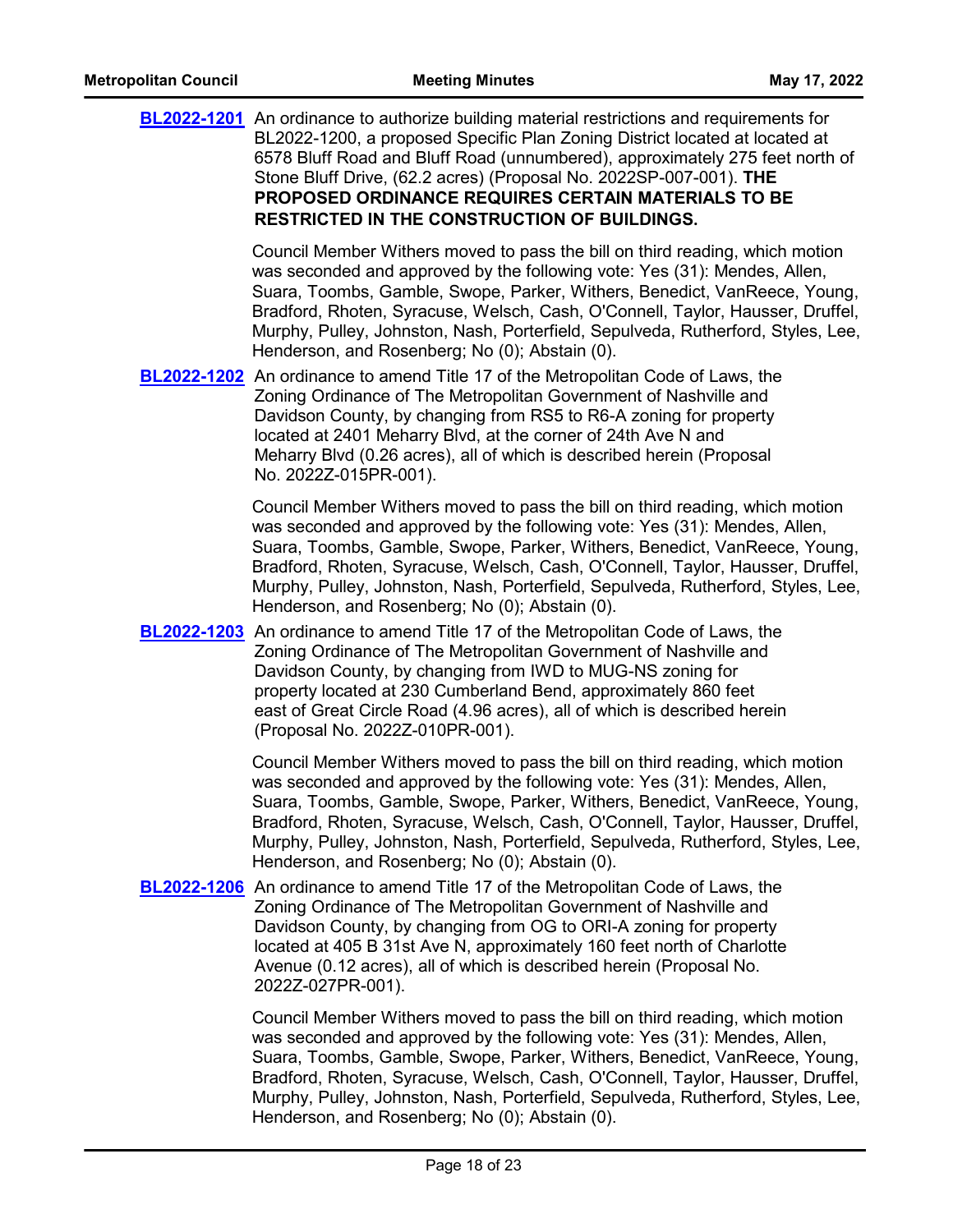**BL2022-1201** An ordinance to authorize building material restrictions and requirements for BL2022-1200, a proposed Specific Plan Zoning District located at located at 6578 Bluff Road and Bluff Road (unnumbered), approximately 275 feet north of Stone Bluff Drive, (62.2 acres) (Proposal No. 2022SP-007-001). **THE PROPOSED ORDINANCE REQUIRES CERTAIN MATERIALS TO BE RESTRICTED IN THE CONSTRUCTION OF BUILDINGS.**

Council Member Withers moved to pass the bill on third reading, which motion was seconded and approved by the following vote: Yes (31): Mendes, Allen, Suara, Toombs, Gamble, Swope, Parker, Withers, Benedict, VanReece, Young, Bradford, Rhoten, Syracuse, Welsch, Cash, O'Connell, Taylor, Hausser, Druffel, Murphy, Pulley, Johnston, Nash, Porterfield, Sepulveda, Rutherford, Styles, Lee, Henderson, and Rosenberg; No (0); Abstain (0).

**BL2022-1202** An ordinance to amend Title 17 of the Metropolitan Code of Laws, the Zoning Ordinance of The Metropolitan Government of Nashville and Davidson County, by changing from RS5 to R6-A zoning for property located at 2401 Meharry Blvd, at the corner of 24th Ave N and Meharry Blvd (0.26 acres), all of which is described herein (Proposal No. 2022Z-015PR-001).

Council Member Withers moved to pass the bill on third reading, which motion was seconded and approved by the following vote: Yes (31): Mendes, Allen, Suara, Toombs, Gamble, Swope, Parker, Withers, Benedict, VanReece, Young, Bradford, Rhoten, Syracuse, Welsch, Cash, O'Connell, Taylor, Hausser, Druffel, Murphy, Pulley, Johnston, Nash, Porterfield, Sepulveda, Rutherford, Styles, Lee, Henderson, and Rosenberg; No (0); Abstain (0).

**BL2022-1203** An ordinance to amend Title 17 of the Metropolitan Code of Laws, the Zoning Ordinance of The Metropolitan Government of Nashville and Davidson County, by changing from IWD to MUG-NS zoning for property located at 230 Cumberland Bend, approximately 860 feet east of Great Circle Road (4.96 acres), all of which is described herein (Proposal No. 2022Z-010PR-001).

Council Member Withers moved to pass the bill on third reading, which motion was seconded and approved by the following vote: Yes (31): Mendes, Allen, Suara, Toombs, Gamble, Swope, Parker, Withers, Benedict, VanReece, Young, Bradford, Rhoten, Syracuse, Welsch, Cash, O'Connell, Taylor, Hausser, Druffel, Murphy, Pulley, Johnston, Nash, Porterfield, Sepulveda, Rutherford, Styles, Lee, Henderson, and Rosenberg; No (0); Abstain (0).

**BL2022-1206** An ordinance to amend Title 17 of the Metropolitan Code of Laws, the Zoning Ordinance of The Metropolitan Government of Nashville and Davidson County, by changing from OG to ORI-A zoning for property located at 405 B 31st Ave N, approximately 160 feet north of Charlotte Avenue (0.12 acres), all of which is described herein (Proposal No. 2022Z-027PR-001).

Council Member Withers moved to pass the bill on third reading, which motion was seconded and approved by the following vote: Yes (31): Mendes, Allen, Suara, Toombs, Gamble, Swope, Parker, Withers, Benedict, VanReece, Young, Bradford, Rhoten, Syracuse, Welsch, Cash, O'Connell, Taylor, Hausser, Druffel, Murphy, Pulley, Johnston, Nash, Porterfield, Sepulveda, Rutherford, Styles, Lee, Henderson, and Rosenberg; No (0); Abstain (0).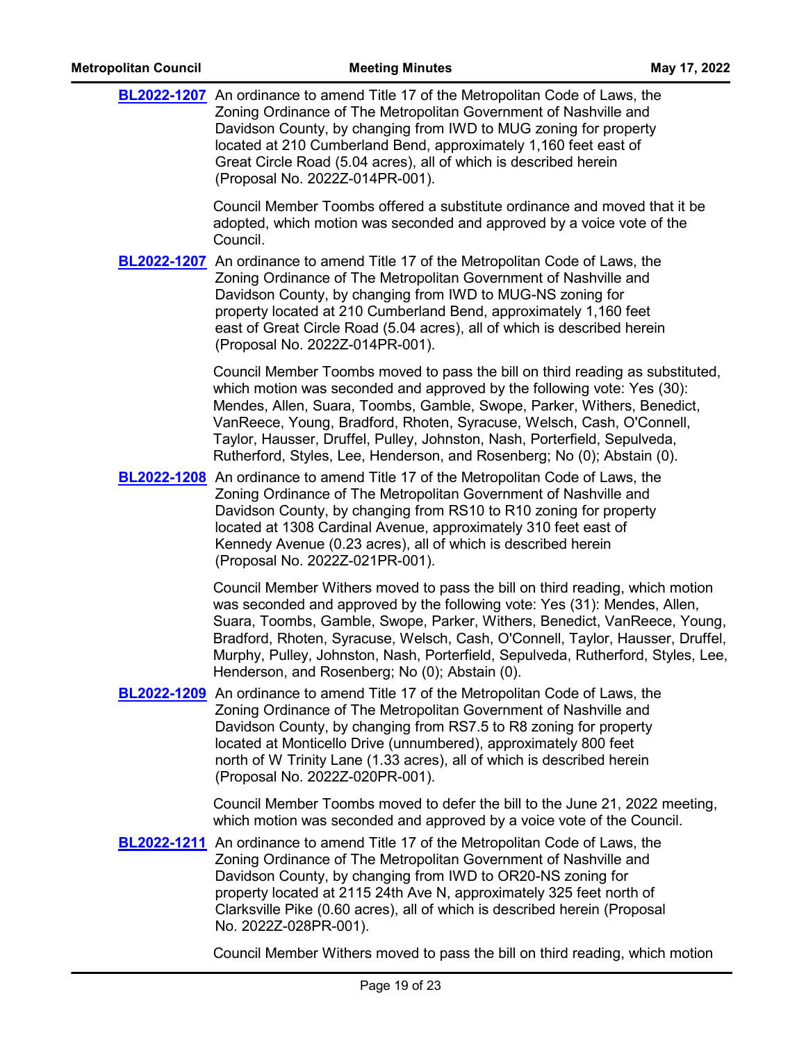**BL2022-1207** An ordinance to amend Title 17 of the Metropolitan Code of Laws, the Zoning Ordinance of The Metropolitan Government of Nashville and Davidson County, by changing from IWD to MUG zoning for property located at 210 Cumberland Bend, approximately 1,160 feet east of Great Circle Road (5.04 acres), all of which is described herein (Proposal No. 2022Z-014PR-001).

Council Member Toombs offered a substitute ordinance and moved that it be adopted, which motion was seconded and approved by a voice vote of the Council.

**BL2022-1207** An ordinance to amend Title 17 of the Metropolitan Code of Laws, the Zoning Ordinance of The Metropolitan Government of Nashville and Davidson County, by changing from IWD to MUG-NS zoning for property located at 210 Cumberland Bend, approximately 1,160 feet east of Great Circle Road (5.04 acres), all of which is described herein (Proposal No. 2022Z-014PR-001).

Council Member Toombs moved to pass the bill on third reading as substituted, which motion was seconded and approved by the following vote: Yes (30): Mendes, Allen, Suara, Toombs, Gamble, Swope, Parker, Withers, Benedict, VanReece, Young, Bradford, Rhoten, Syracuse, Welsch, Cash, O'Connell, Taylor, Hausser, Druffel, Pulley, Johnston, Nash, Porterfield, Sepulveda, Rutherford, Styles, Lee, Henderson, and Rosenberg; No (0); Abstain (0).

**BL2022-1208** An ordinance to amend Title 17 of the Metropolitan Code of Laws, the Zoning Ordinance of The Metropolitan Government of Nashville and Davidson County, by changing from RS10 to R10 zoning for property located at 1308 Cardinal Avenue, approximately 310 feet east of Kennedy Avenue (0.23 acres), all of which is described herein (Proposal No. 2022Z-021PR-001).

Council Member Withers moved to pass the bill on third reading, which motion was seconded and approved by the following vote: Yes (31): Mendes, Allen, Suara, Toombs, Gamble, Swope, Parker, Withers, Benedict, VanReece, Young, Bradford, Rhoten, Syracuse, Welsch, Cash, O'Connell, Taylor, Hausser, Druffel, Murphy, Pulley, Johnston, Nash, Porterfield, Sepulveda, Rutherford, Styles, Lee, Henderson, and Rosenberg; No (0); Abstain (0).

**BL2022-1209** An ordinance to amend Title 17 of the Metropolitan Code of Laws, the Zoning Ordinance of The Metropolitan Government of Nashville and Davidson County, by changing from RS7.5 to R8 zoning for property located at Monticello Drive (unnumbered), approximately 800 feet north of W Trinity Lane (1.33 acres), all of which is described herein (Proposal No. 2022Z-020PR-001).

Council Member Toombs moved to defer the bill to the June 21, 2022 meeting, which motion was seconded and approved by a voice vote of the Council.

**BL2022-1211** An ordinance to amend Title 17 of the Metropolitan Code of Laws, the Zoning Ordinance of The Metropolitan Government of Nashville and Davidson County, by changing from IWD to OR20-NS zoning for property located at 2115 24th Ave N, approximately 325 feet north of Clarksville Pike (0.60 acres), all of which is described herein (Proposal No. 2022Z-028PR-001).

Council Member Withers moved to pass the bill on third reading, which motion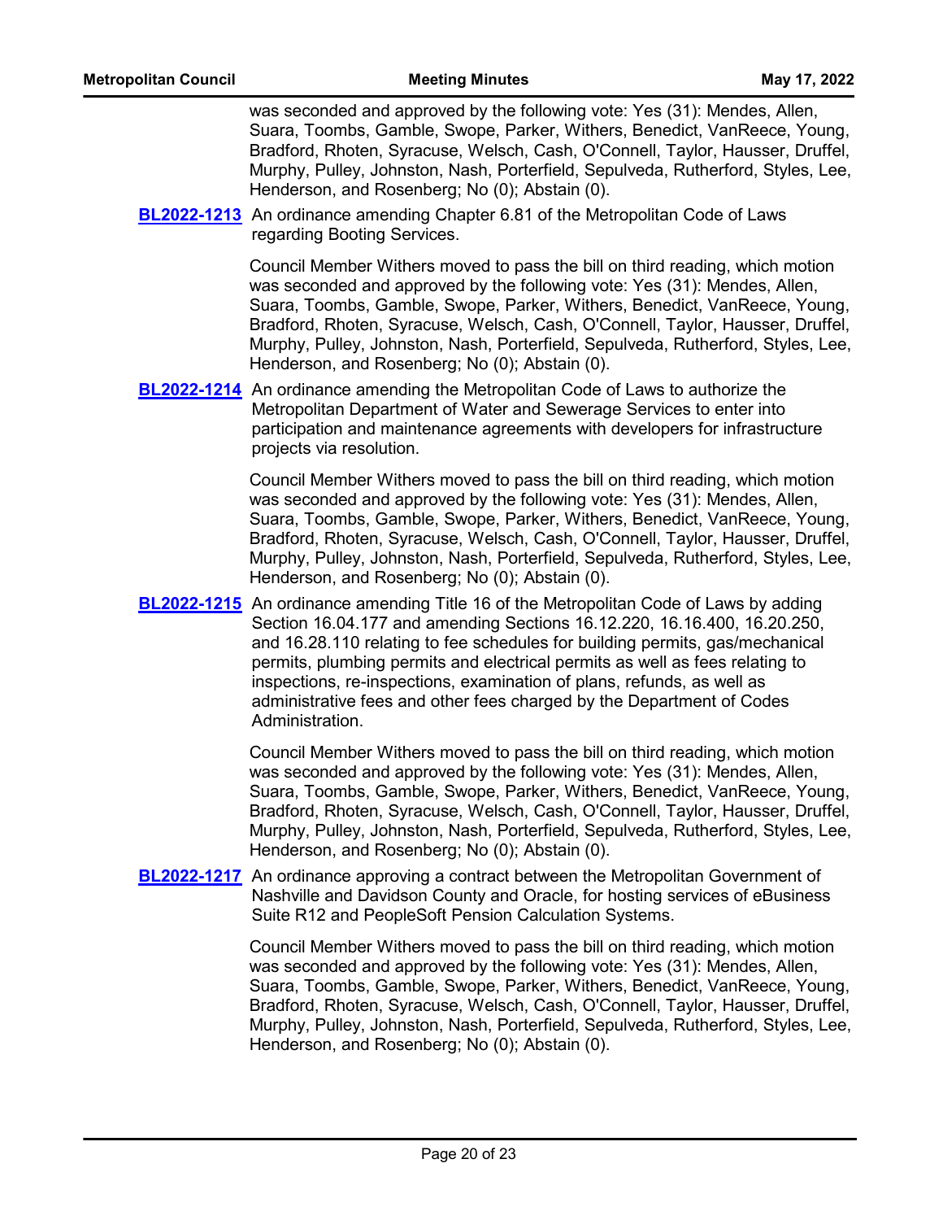was seconded and approved by the following vote: Yes (31): Mendes, Allen, Suara, Toombs, Gamble, Swope, Parker, Withers, Benedict, VanReece, Young, Bradford, Rhoten, Syracuse, Welsch, Cash, O'Connell, Taylor, Hausser, Druffel, Murphy, Pulley, Johnston, Nash, Porterfield, Sepulveda, Rutherford, Styles, Lee, Henderson, and Rosenberg; No (0); Abstain (0).

**BL2022-1213** An ordinance amending Chapter 6.81 of the Metropolitan Code of Laws regarding Booting Services.

Council Member Withers moved to pass the bill on third reading, which motion was seconded and approved by the following vote: Yes (31): Mendes, Allen, Suara, Toombs, Gamble, Swope, Parker, Withers, Benedict, VanReece, Young, Bradford, Rhoten, Syracuse, Welsch, Cash, O'Connell, Taylor, Hausser, Druffel, Murphy, Pulley, Johnston, Nash, Porterfield, Sepulveda, Rutherford, Styles, Lee, Henderson, and Rosenberg; No (0); Abstain (0).

**BL2022-1214** An ordinance amending the Metropolitan Code of Laws to authorize the Metropolitan Department of Water and Sewerage Services to enter into participation and maintenance agreements with developers for infrastructure projects via resolution.

Council Member Withers moved to pass the bill on third reading, which motion was seconded and approved by the following vote: Yes (31): Mendes, Allen, Suara, Toombs, Gamble, Swope, Parker, Withers, Benedict, VanReece, Young, Bradford, Rhoten, Syracuse, Welsch, Cash, O'Connell, Taylor, Hausser, Druffel, Murphy, Pulley, Johnston, Nash, Porterfield, Sepulveda, Rutherford, Styles, Lee, Henderson, and Rosenberg; No (0); Abstain (0).

**BL2022-1215** An ordinance amending Title 16 of the Metropolitan Code of Laws by adding Section 16.04.177 and amending Sections 16.12.220, 16.16.400, 16.20.250, and 16.28.110 relating to fee schedules for building permits, gas/mechanical permits, plumbing permits and electrical permits as well as fees relating to inspections, re-inspections, examination of plans, refunds, as well as administrative fees and other fees charged by the Department of Codes Administration.

Council Member Withers moved to pass the bill on third reading, which motion was seconded and approved by the following vote: Yes (31): Mendes, Allen, Suara, Toombs, Gamble, Swope, Parker, Withers, Benedict, VanReece, Young, Bradford, Rhoten, Syracuse, Welsch, Cash, O'Connell, Taylor, Hausser, Druffel, Murphy, Pulley, Johnston, Nash, Porterfield, Sepulveda, Rutherford, Styles, Lee, Henderson, and Rosenberg; No (0); Abstain (0).

**BL2022-1217** An ordinance approving a contract between the Metropolitan Government of Nashville and Davidson County and Oracle, for hosting services of eBusiness Suite R12 and PeopleSoft Pension Calculation Systems.

Council Member Withers moved to pass the bill on third reading, which motion was seconded and approved by the following vote: Yes (31): Mendes, Allen, Suara, Toombs, Gamble, Swope, Parker, Withers, Benedict, VanReece, Young, Bradford, Rhoten, Syracuse, Welsch, Cash, O'Connell, Taylor, Hausser, Druffel, Murphy, Pulley, Johnston, Nash, Porterfield, Sepulveda, Rutherford, Styles, Lee, Henderson, and Rosenberg; No (0); Abstain (0).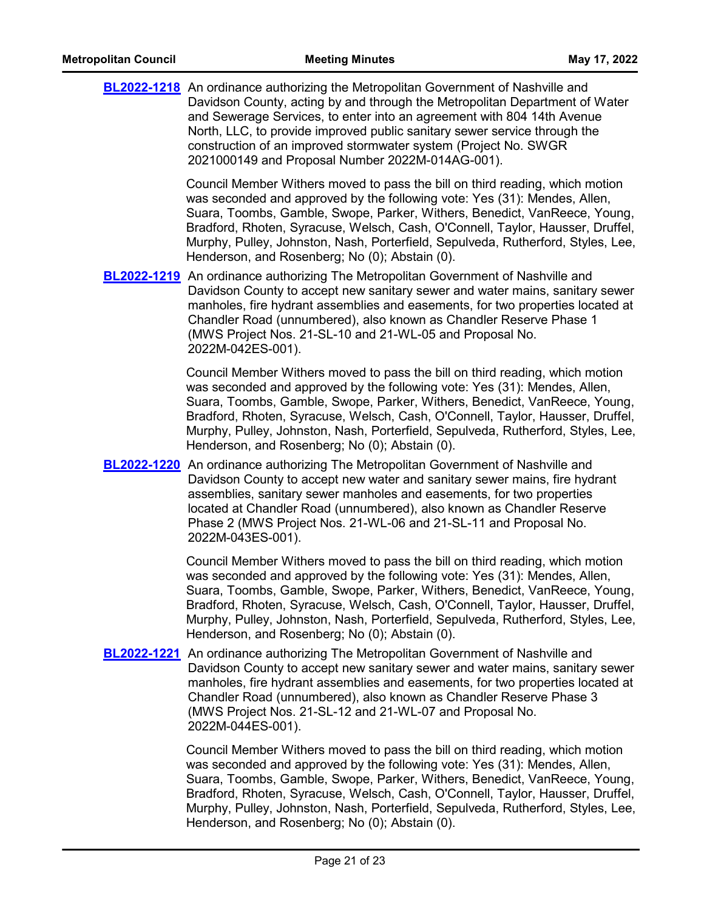**BL2022-1218** An ordinance authorizing the Metropolitan Government of Nashville and Davidson County, acting by and through the Metropolitan Department of Water and Sewerage Services, to enter into an agreement with 804 14th Avenue North, LLC, to provide improved public sanitary sewer service through the construction of an improved stormwater system (Project No. SWGR 2021000149 and Proposal Number 2022M-014AG-001).

Council Member Withers moved to pass the bill on third reading, which motion was seconded and approved by the following vote: Yes (31): Mendes, Allen, Suara, Toombs, Gamble, Swope, Parker, Withers, Benedict, VanReece, Young, Bradford, Rhoten, Syracuse, Welsch, Cash, O'Connell, Taylor, Hausser, Druffel, Murphy, Pulley, Johnston, Nash, Porterfield, Sepulveda, Rutherford, Styles, Lee, Henderson, and Rosenberg; No (0); Abstain (0).

**BL2022-1219** An ordinance authorizing The Metropolitan Government of Nashville and Davidson County to accept new sanitary sewer and water mains, sanitary sewer manholes, fire hydrant assemblies and easements, for two properties located at Chandler Road (unnumbered), also known as Chandler Reserve Phase 1 (MWS Project Nos. 21-SL-10 and 21-WL-05 and Proposal No. 2022M-042ES-001).

Council Member Withers moved to pass the bill on third reading, which motion was seconded and approved by the following vote: Yes (31): Mendes, Allen, Suara, Toombs, Gamble, Swope, Parker, Withers, Benedict, VanReece, Young, Bradford, Rhoten, Syracuse, Welsch, Cash, O'Connell, Taylor, Hausser, Druffel, Murphy, Pulley, Johnston, Nash, Porterfield, Sepulveda, Rutherford, Styles, Lee, Henderson, and Rosenberg; No (0); Abstain (0).

**BL2022-1220** An ordinance authorizing The Metropolitan Government of Nashville and Davidson County to accept new water and sanitary sewer mains, fire hydrant assemblies, sanitary sewer manholes and easements, for two properties located at Chandler Road (unnumbered), also known as Chandler Reserve Phase 2 (MWS Project Nos. 21-WL-06 and 21-SL-11 and Proposal No. 2022M-043ES-001).

Council Member Withers moved to pass the bill on third reading, which motion was seconded and approved by the following vote: Yes (31): Mendes, Allen, Suara, Toombs, Gamble, Swope, Parker, Withers, Benedict, VanReece, Young, Bradford, Rhoten, Syracuse, Welsch, Cash, O'Connell, Taylor, Hausser, Druffel, Murphy, Pulley, Johnston, Nash, Porterfield, Sepulveda, Rutherford, Styles, Lee, Henderson, and Rosenberg; No (0); Abstain (0).

**BL2022-1221** An ordinance authorizing The Metropolitan Government of Nashville and Davidson County to accept new sanitary sewer and water mains, sanitary sewer manholes, fire hydrant assemblies and easements, for two properties located at Chandler Road (unnumbered), also known as Chandler Reserve Phase 3 (MWS Project Nos. 21-SL-12 and 21-WL-07 and Proposal No. 2022M-044ES-001).

Council Member Withers moved to pass the bill on third reading, which motion was seconded and approved by the following vote: Yes (31): Mendes, Allen, Suara, Toombs, Gamble, Swope, Parker, Withers, Benedict, VanReece, Young, Bradford, Rhoten, Syracuse, Welsch, Cash, O'Connell, Taylor, Hausser, Druffel, Murphy, Pulley, Johnston, Nash, Porterfield, Sepulveda, Rutherford, Styles, Lee, Henderson, and Rosenberg; No (0); Abstain (0).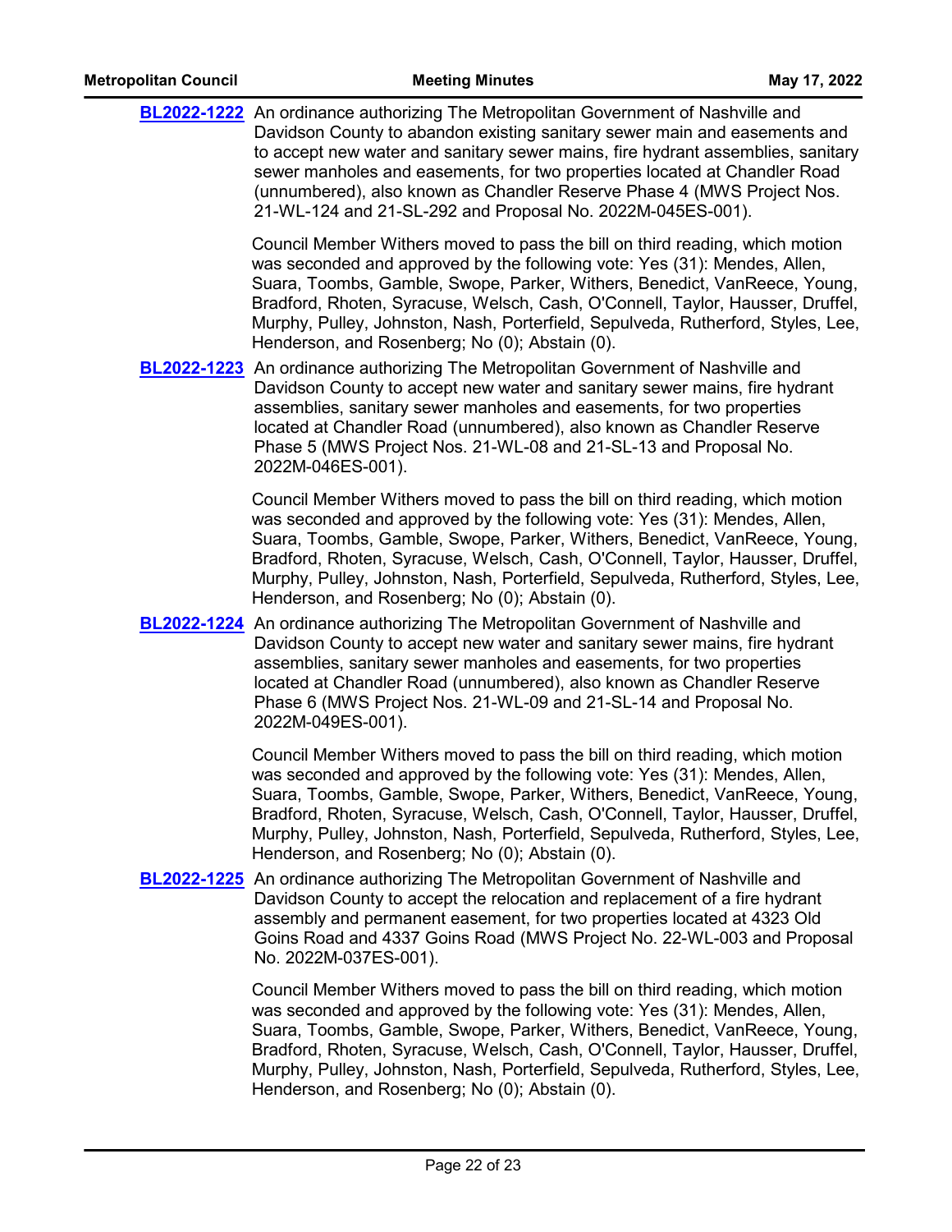**BL2022-1222** An ordinance authorizing The Metropolitan Government of Nashville and Davidson County to abandon existing sanitary sewer main and easements and to accept new water and sanitary sewer mains, fire hydrant assemblies, sanitary sewer manholes and easements, for two properties located at Chandler Road (unnumbered), also known as Chandler Reserve Phase 4 (MWS Project Nos. 21-WL-124 and 21-SL-292 and Proposal No. 2022M-045ES-001).

Council Member Withers moved to pass the bill on third reading, which motion was seconded and approved by the following vote: Yes (31): Mendes, Allen, Suara, Toombs, Gamble, Swope, Parker, Withers, Benedict, VanReece, Young, Bradford, Rhoten, Syracuse, Welsch, Cash, O'Connell, Taylor, Hausser, Druffel, Murphy, Pulley, Johnston, Nash, Porterfield, Sepulveda, Rutherford, Styles, Lee, Henderson, and Rosenberg; No (0); Abstain (0).

**BL2022-1223** An ordinance authorizing The Metropolitan Government of Nashville and Davidson County to accept new water and sanitary sewer mains, fire hydrant assemblies, sanitary sewer manholes and easements, for two properties located at Chandler Road (unnumbered), also known as Chandler Reserve Phase 5 (MWS Project Nos. 21-WL-08 and 21-SL-13 and Proposal No. 2022M-046ES-001).

Council Member Withers moved to pass the bill on third reading, which motion was seconded and approved by the following vote: Yes (31): Mendes, Allen, Suara, Toombs, Gamble, Swope, Parker, Withers, Benedict, VanReece, Young, Bradford, Rhoten, Syracuse, Welsch, Cash, O'Connell, Taylor, Hausser, Druffel, Murphy, Pulley, Johnston, Nash, Porterfield, Sepulveda, Rutherford, Styles, Lee, Henderson, and Rosenberg; No (0); Abstain (0).

**BL2022-1224** An ordinance authorizing The Metropolitan Government of Nashville and Davidson County to accept new water and sanitary sewer mains, fire hydrant assemblies, sanitary sewer manholes and easements, for two properties located at Chandler Road (unnumbered), also known as Chandler Reserve Phase 6 (MWS Project Nos. 21-WL-09 and 21-SL-14 and Proposal No. 2022M-049ES-001).

Council Member Withers moved to pass the bill on third reading, which motion was seconded and approved by the following vote: Yes (31): Mendes, Allen, Suara, Toombs, Gamble, Swope, Parker, Withers, Benedict, VanReece, Young, Bradford, Rhoten, Syracuse, Welsch, Cash, O'Connell, Taylor, Hausser, Druffel, Murphy, Pulley, Johnston, Nash, Porterfield, Sepulveda, Rutherford, Styles, Lee, Henderson, and Rosenberg; No (0); Abstain (0).

**BL2022-1225** An ordinance authorizing The Metropolitan Government of Nashville and Davidson County to accept the relocation and replacement of a fire hydrant assembly and permanent easement, for two properties located at 4323 Old Goins Road and 4337 Goins Road (MWS Project No. 22-WL-003 and Proposal No. 2022M-037ES-001).

Council Member Withers moved to pass the bill on third reading, which motion was seconded and approved by the following vote: Yes (31): Mendes, Allen, Suara, Toombs, Gamble, Swope, Parker, Withers, Benedict, VanReece, Young, Bradford, Rhoten, Syracuse, Welsch, Cash, O'Connell, Taylor, Hausser, Druffel, Murphy, Pulley, Johnston, Nash, Porterfield, Sepulveda, Rutherford, Styles, Lee, Henderson, and Rosenberg; No (0); Abstain (0).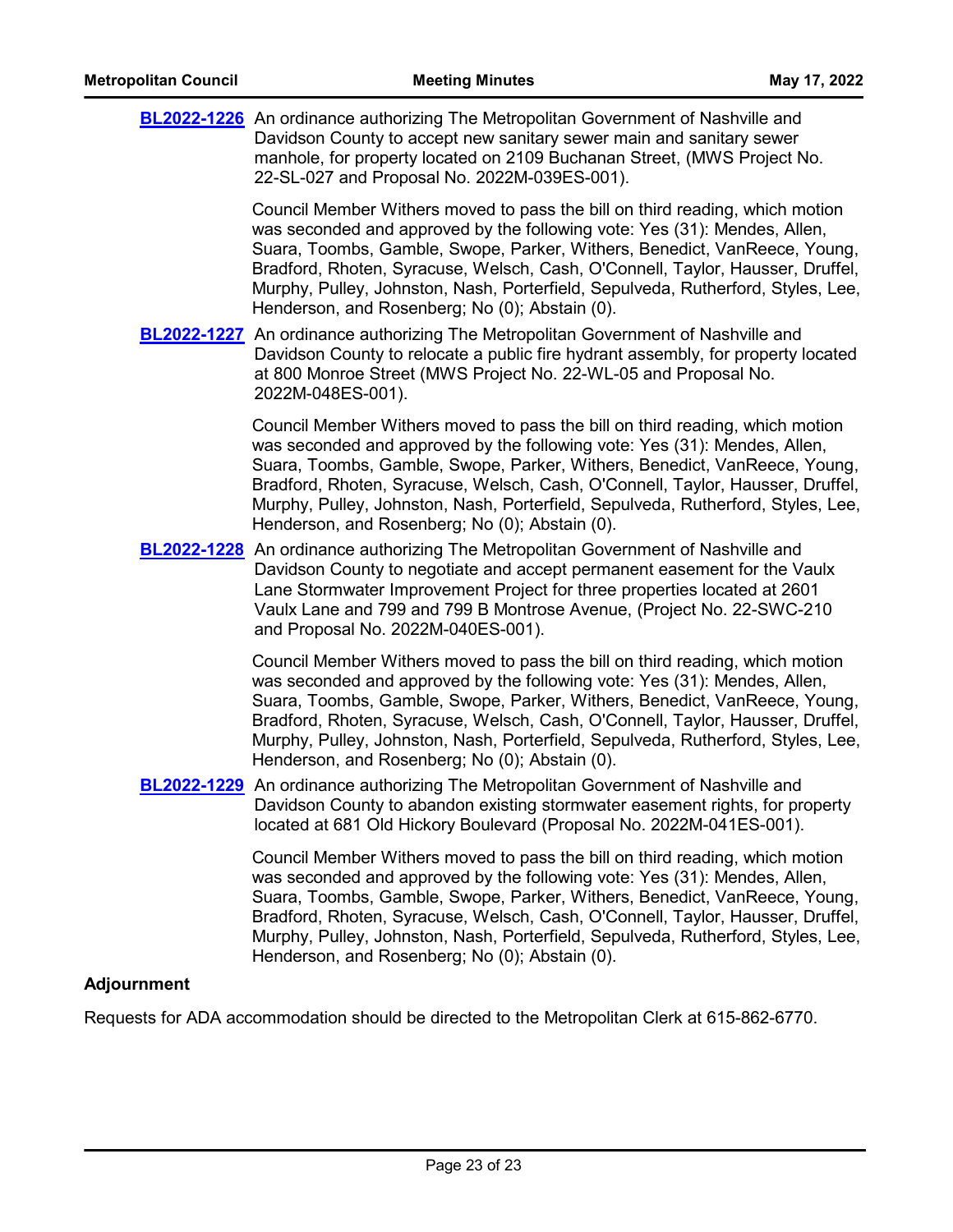**BL2022-1226** An ordinance authorizing The Metropolitan Government of Nashville and Davidson County to accept new sanitary sewer main and sanitary sewer manhole, for property located on 2109 Buchanan Street, (MWS Project No. 22-SL-027 and Proposal No. 2022M-039ES-001).

Council Member Withers moved to pass the bill on third reading, which motion was seconded and approved by the following vote: Yes (31): Mendes, Allen, Suara, Toombs, Gamble, Swope, Parker, Withers, Benedict, VanReece, Young, Bradford, Rhoten, Syracuse, Welsch, Cash, O'Connell, Taylor, Hausser, Druffel, Murphy, Pulley, Johnston, Nash, Porterfield, Sepulveda, Rutherford, Styles, Lee, Henderson, and Rosenberg; No (0); Abstain (0).

**BL2022-1227** An ordinance authorizing The Metropolitan Government of Nashville and Davidson County to relocate a public fire hydrant assembly, for property located at 800 Monroe Street (MWS Project No. 22-WL-05 and Proposal No. 2022M-048ES-001).

Council Member Withers moved to pass the bill on third reading, which motion was seconded and approved by the following vote: Yes (31): Mendes, Allen, Suara, Toombs, Gamble, Swope, Parker, Withers, Benedict, VanReece, Young, Bradford, Rhoten, Syracuse, Welsch, Cash, O'Connell, Taylor, Hausser, Druffel, Murphy, Pulley, Johnston, Nash, Porterfield, Sepulveda, Rutherford, Styles, Lee, Henderson, and Rosenberg; No (0); Abstain (0).

**BL2022-1228** An ordinance authorizing The Metropolitan Government of Nashville and Davidson County to negotiate and accept permanent easement for the Vaulx Lane Stormwater Improvement Project for three properties located at 2601 Vaulx Lane and 799 and 799 B Montrose Avenue, (Project No. 22-SWC-210 and Proposal No. 2022M-040ES-001).

Council Member Withers moved to pass the bill on third reading, which motion was seconded and approved by the following vote: Yes (31): Mendes, Allen, Suara, Toombs, Gamble, Swope, Parker, Withers, Benedict, VanReece, Young, Bradford, Rhoten, Syracuse, Welsch, Cash, O'Connell, Taylor, Hausser, Druffel, Murphy, Pulley, Johnston, Nash, Porterfield, Sepulveda, Rutherford, Styles, Lee, Henderson, and Rosenberg; No (0); Abstain (0).

**BL2022-1229** An ordinance authorizing The Metropolitan Government of Nashville and Davidson County to abandon existing stormwater easement rights, for property located at 681 Old Hickory Boulevard (Proposal No. 2022M-041ES-001).

Council Member Withers moved to pass the bill on third reading, which motion was seconded and approved by the following vote: Yes (31): Mendes, Allen, Suara, Toombs, Gamble, Swope, Parker, Withers, Benedict, VanReece, Young, Bradford, Rhoten, Syracuse, Welsch, Cash, O'Connell, Taylor, Hausser, Druffel, Murphy, Pulley, Johnston, Nash, Porterfield, Sepulveda, Rutherford, Styles, Lee, Henderson, and Rosenberg; No (0); Abstain (0).

## Adjournment

Requests for ADA accommodation should be directed to the Metropolitan Clerk at 615-862-6770.